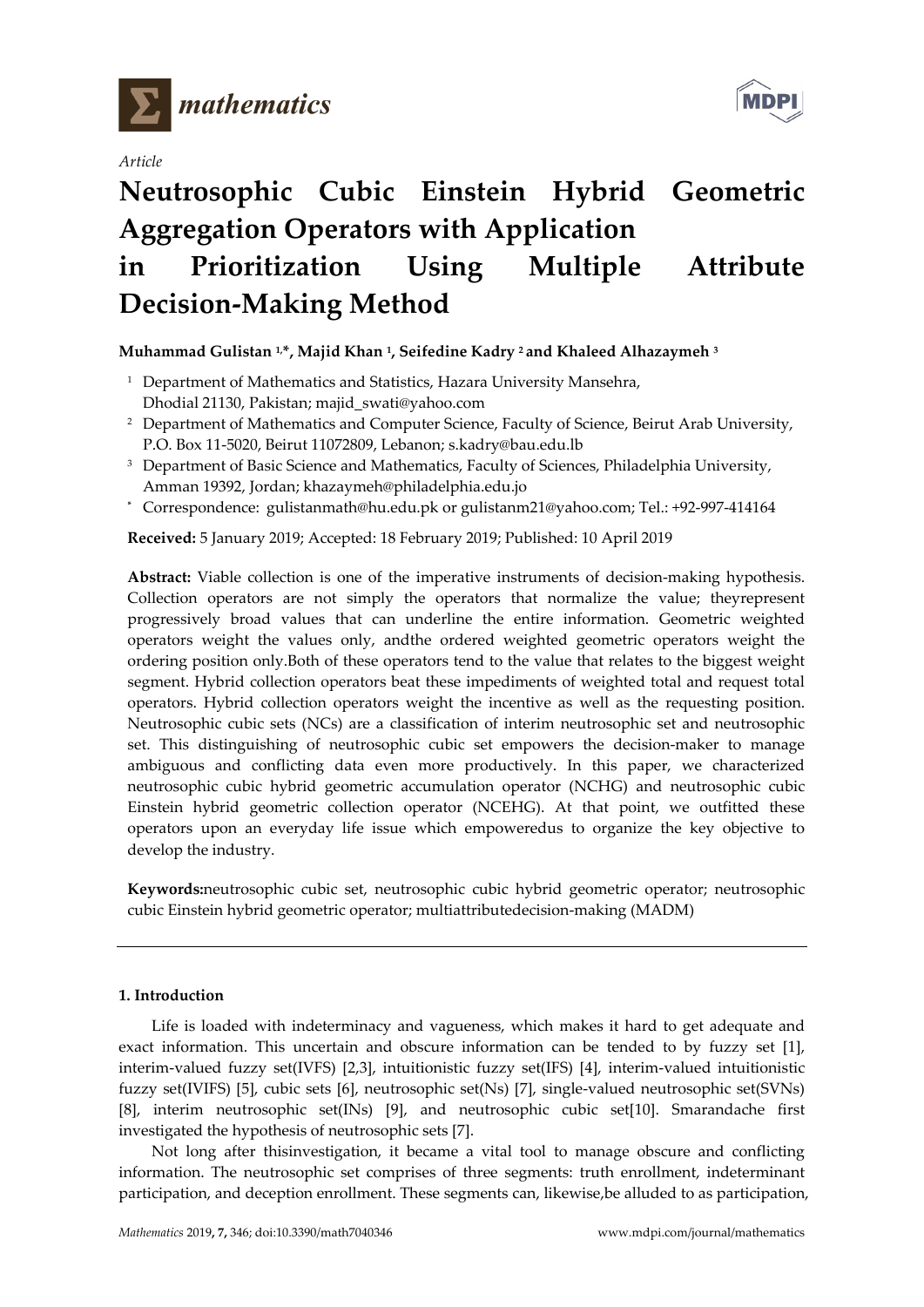*mathematics*

*Article*

# Neutrosophic Cubic Einstein Hybrid Geometric Aggregation Operators with Application in Prioritization Using Multiple Attribute Decision-Making Method

**Muhammad Gulistan [1,*], Majid Khan [1], Seifedine Kadry [2] and Khaleed Alhazaymeh [3]**

[1] Department of Mathematics and Statistics, Hazara University Mansehra, Dhodial 21130, Pakistan; majid_swati@yahoo.com

[2] Department of Mathematics and Computer Science, Faculty of Science, Beirut Arab University, P.O. Box 11-5020, Beirut 11072809, Lebanon; s.kadry@bau.edu.lb

[3] Department of Basic Science and Mathematics, Faculty of Sciences, Philadelphia University, Amman 19392, Jordan; khazaymeh@philadelphia.edu.jo

[*] Correspondence: gulistanmath@hu.edu.pk or gulistanm21@yahoo.com; Tel.: +92-997-414164

**Received:** 5 January 2019; Accepted: 18 February 2019; Published: 10 April 2019

**Abstract:** Viable collection is one of the imperative instruments of decision-making hypothesis. Collection operators are not simply the operators that normalize the value; theyrepresent progressively broad values that can underline the entire information. Geometric weighted operators weight the values only, andthe ordered weighted geometric operators weight the ordering position only.Both of these operators tend to the value that relates to the biggest weight segment. Hybrid collection operators beat these impediments of weighted total and request total operators. Hybrid collection operators weight the incentive as well as the requesting position. Neutrosophic cubic sets (NCs) are a classification of interim neutrosophic set and neutrosophic set. This distinguishing of neutrosophic cubic set empowers the decision-maker to manage ambiguous and conflicting data even more productively. In this paper, we characterized neutrosophic cubic hybrid geometric accumulation operator (NCHG) and neutrosophic cubic Einstein hybrid geometric collection operator (NCEHG). At that point, we outfitted these operators upon an everyday life issue which empoweredus to organize the key objective to develop the industry.

**Keywords:**neutrosophic cubic set, neutrosophic cubic hybrid geometric operator; neutrosophic cubic Einstein hybrid geometric operator; multiattributedecision-making (MADM)

## 1. Introduction

Life is loaded with indeterminacy and vagueness, which makes it hard to get adequate and exact information. This uncertain and obscure information can be tended to by fuzzy set [1], interim-valued fuzzy set(IVFS) [2,3], intuitionistic fuzzy set(IFS) [4], interim-valued intuitionistic fuzzy set(IVIFS) [5], cubic sets [6], neutrosophic set(Ns) [7], single-valued neutrosophic set(SVNs) [8], interim neutrosophic set(INs) [9], and neutrosophic cubic set[10]. Smarandache first investigated the hypothesis of neutrosophic sets [7].

Not long after thisinvestigation, it became a vital tool to manage obscure and conflicting information. The neutrosophic set comprises of three segments: truth enrollment, indeterminant participation, and deception enrollment. These segments can, likewise,be alluded to as participation,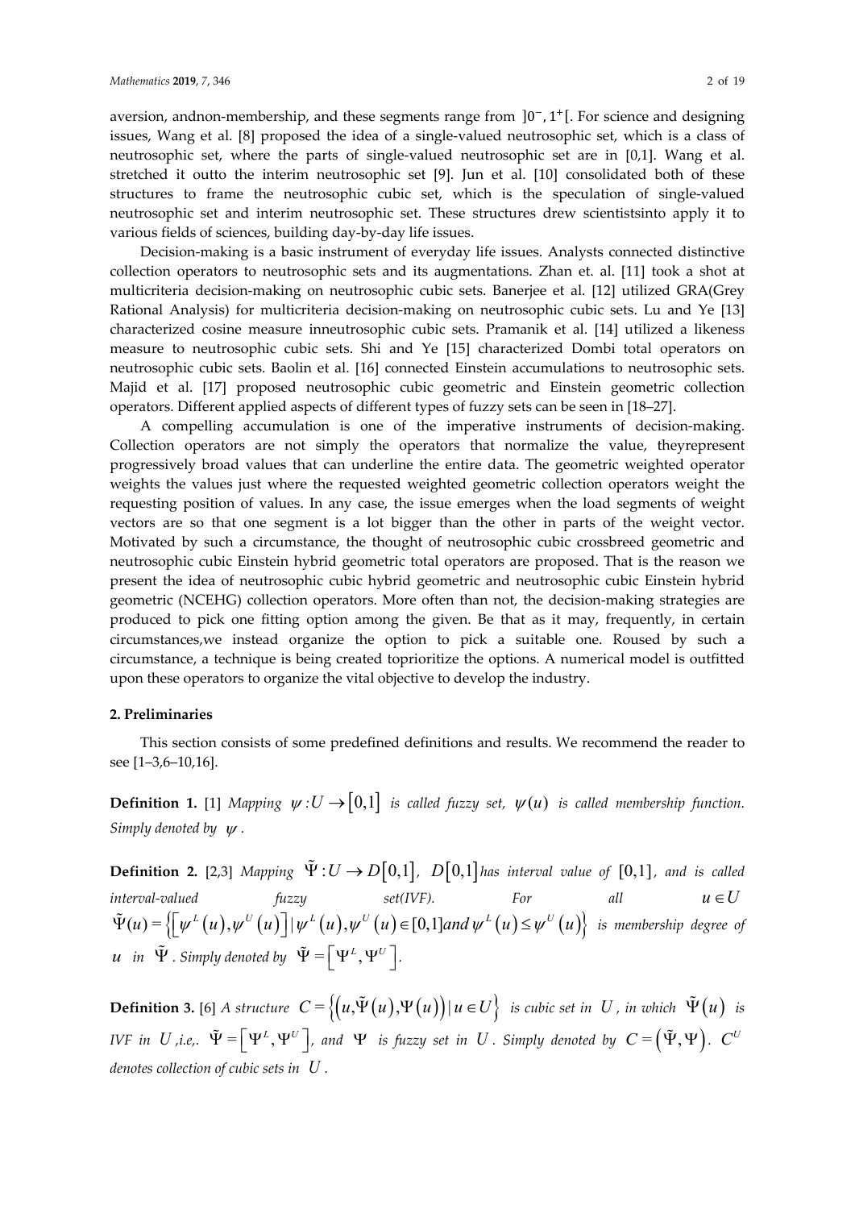aversion, andnon-membership, and these segments range from $]0^-, 1^+[$. For science and designing issues, Wang et al. [8] proposed the idea of a single-valued neutrosophic set, which is a class of neutrosophic set, where the parts of single-valued neutrosophic set are in [0,1]. Wang et al. stretched it outto the interim neutrosophic set [9]. Jun et al. [10] consolidated both of these structures to frame the neutrosophic cubic set, which is the speculation of single-valued neutrosophic set and interim neutrosophic set. These structures drew scientistsinto apply it to various fields of sciences, building day-by-day life issues.

Decision-making is a basic instrument of everyday life issues. Analysts connected distinctive collection operators to neutrosophic sets and its augmentations. Zhan et. al. [11] took a shot at multicriteria decision-making on neutrosophic cubic sets. Banerjee et al. [12] utilized GRA(Grey Rational Analysis) for multicriteria decision-making on neutrosophic cubic sets. Lu and Ye [13] characterized cosine measure inneutrosophic cubic sets. Pramanik et al. [14] utilized a likeness measure to neutrosophic cubic sets. Shi and Ye [15] characterized Dombi total operators on neutrosophic cubic sets. Baolin et al. [16] connected Einstein accumulations to neutrosophic sets. Majid et al. [17] proposed neutrosophic cubic geometric and Einstein geometric collection operators. Different applied aspects of different types of fuzzy sets can be seen in [18–27].

A compelling accumulation is one of the imperative instruments of decision-making. Collection operators are not simply the operators that normalize the value, theyrepresent progressively broad values that can underline the entire data. The geometric weighted operator weights the values just where the requested weighted geometric collection operators weight the requesting position of values. In any case, the issue emerges when the load segments of weight vectors are so that one segment is a lot bigger than the other in parts of the weight vector. Motivated by such a circumstance, the thought of neutrosophic cubic crossbreed geometric and neutrosophic cubic Einstein hybrid geometric total operators are proposed. That is the reason we present the idea of neutrosophic cubic hybrid geometric and neutrosophic cubic Einstein hybrid geometric (NCEHG) collection operators. More often than not, the decision-making strategies are produced to pick one fitting option among the given. Be that as it may, frequently, in certain circumstances,we instead organize the option to pick a suitable one. Roused by such a circumstance, a technique is being created toprioritize the options. A numerical model is outfitted upon these operators to organize the vital objective to develop the industry.

## 2. Preliminaries

This section consists of some predefined definitions and results. We recommend the reader to see [1–3,6–10,16].

**Definition 1.** [1] *Mapping* $\psi : U \to [0,1]$ *is called fuzzy set,* $\psi(u)$ *is called membership function. Simply denoted by* $\psi$.

**Definition 2.** [2,3] *Mapping* $\tilde{\Psi} : U \to D[0,1]$, $D[0,1]$ *has interval value of* $[0,1]$, *and is called interval-valued fuzzy set(IVF). For all* $u \in U$ $\tilde{\Psi}(u) = \left\{ \left[ \psi^L(u), \psi^U(u) \right] \mid \psi^L(u), \psi^U(u) \in [0,1] and\, \psi^L(u) \le \psi^U(u) \right\}$ *is membership degree of* $u$ *in* $\tilde{\Psi}$. *Simply denoted by* $\tilde{\Psi} = \left[ \Psi^L, \Psi^U \right]$.

**Definition 3.** [6] *A structure* $C = \left\{ \left( u, \tilde{\Psi}(u), \Psi(u) \right) \mid u \in U \right\}$ *is cubic set in* $U$, *in which* $\tilde{\Psi}(u)$ *is IVF in* $U$ *,i.e,.* $\tilde{\Psi} = \left[ \Psi^L, \Psi^U \right]$, *and* $\Psi$ *is fuzzy set in* $U$. *Simply denoted by* $C = \left( \tilde{\Psi}, \Psi \right)$. $C^U$ *denotes collection of cubic sets in* $U$.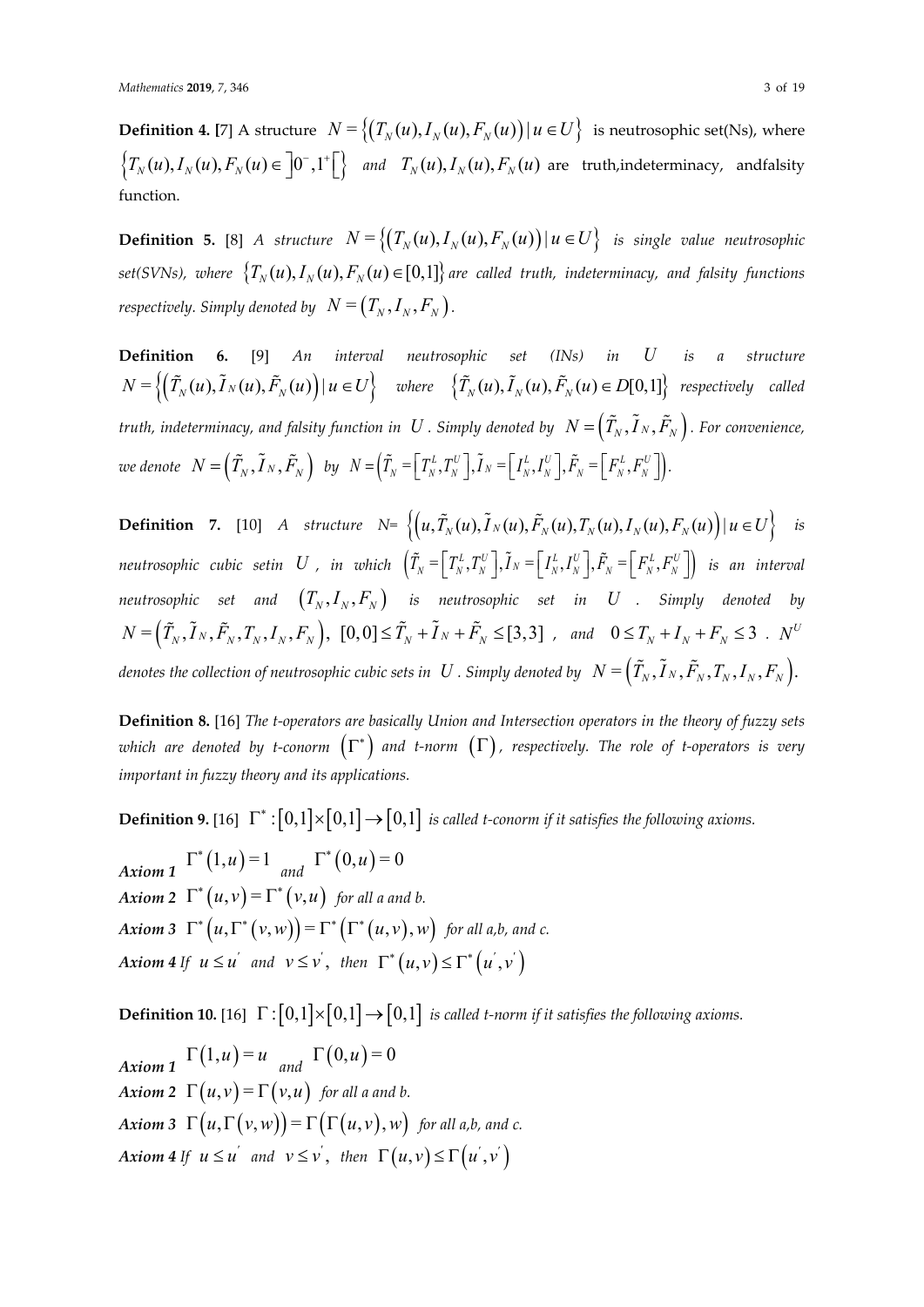**Definition 4.** [7] A structure $N = \{(T_N(u), I_N(u), F_N(u)) \mid u \in U\}$ is neutrosophic set(Ns), where $\{T_N(u), I_N(u), F_N(u) \in ]0^-, 1^+[\}$ *and* $T_N(u), I_N(u), F_N(u)$ are truth,indeterminacy, andfalsity function.

**Definition 5.** [8] *A structure* $N = \{(T_N(u), I_N(u), F_N(u)) \mid u \in U\}$ *is single value neutrosophic set(SVNs), where* $\{T_N(u), I_N(u), F_N(u) \in [0,1]\}$ *are called truth, indeterminacy, and falsity functions respectively. Simply denoted by* $N = (T_N, I_N, F_N)$.

**Definition 6.** [9] *An interval neutrosophic set (INs) in* $U$ *is a structure* $N = \{(\tilde{T}_N(u), \tilde{I}_N(u), \tilde{F}_N(u)) \mid u \in U\}$ *where* $\{\tilde{T}_N(u), \tilde{I}_N(u), \tilde{F}_N(u) \in D[0,1]\}$ *respectively called truth, indeterminacy, and falsity function in* $U$. *Simply denoted by* $N = (\tilde{T}_N, \tilde{I}_N, \tilde{F}_N)$. *For convenience, we denote* $N = (\tilde{T}_N, \tilde{I}_N, \tilde{F}_N)$ *by* $N = \left(\tilde{T}_N = [T_N^L, T_N^U], \tilde{I}_N = [I_N^L, I_N^U], \tilde{F}_N = [F_N^L, F_N^U]\right)$.

**Definition 7.** [10] *A structure* N= $\{(u, \tilde{T}_N(u), \tilde{I}_N(u), \tilde{F}_N(u), T_N(u), I_N(u), F_N(u)) \mid u \in U\}$ *is neutrosophic cubic setin* $U$, *in which* $\left(\tilde{T}_N = [T_N^L, T_N^U], \tilde{I}_N = [I_N^L, I_N^U], \tilde{F}_N = [F_N^L, F_N^U]\right)$ *is an interval neutrosophic set and* $(T_N, I_N, F_N)$ *is neutrosophic set in* $U$. *Simply denoted by* $N = (\tilde{T}_N, \tilde{I}_N, \tilde{F}_N, T_N, I_N, F_N)$, $[0,0] \le \tilde{T}_N + \tilde{I}_N + \tilde{F}_N \le [3,3]$, *and* $0 \le T_N + I_N + F_N \le 3$. $N^U$ *denotes the collection of neutrosophic cubic sets in* $U$. *Simply denoted by* $N = (\tilde{T}_N, \tilde{I}_N, \tilde{F}_N, T_N, I_N, F_N)$.

**Definition 8.** [16] *The t-operators are basically Union and Intersection operators in the theory of fuzzy sets which are denoted by t-conorm* $(\Gamma^*)$ *and t-norm* $(\Gamma)$, *respectively. The role of t-operators is very important in fuzzy theory and its applications.*

**Definition 9.** [16] $\Gamma^* : [0,1] \times [0,1] \to [0,1]$ *is called t-conorm if it satisfies the following axioms.*

***Axiom 1*** $\Gamma^*(1,u) = 1$ *and* $\Gamma^*(0,u) = 0$
***Axiom 2*** $\Gamma^*(u,v) = \Gamma^*(v,u)$ *for all a and b.*
***Axiom 3*** $\Gamma^*(u, \Gamma^*(v,w)) = \Gamma^*(\Gamma^*(u,v), w)$ *for all a,b, and c.*
***Axiom 4*** *If* $u \le u'$ *and* $v \le v'$, *then* $\Gamma^*(u,v) \le \Gamma^*(u',v')$

**Definition 10.** [16] $\Gamma : [0,1] \times [0,1] \to [0,1]$ *is called t-norm if it satisfies the following axioms.*

***Axiom 1*** $\Gamma(1,u) = u$ *and* $\Gamma(0,u) = 0$
***Axiom 2*** $\Gamma(u,v) = \Gamma(v,u)$ *for all a and b.*
***Axiom 3*** $\Gamma(u, \Gamma(v,w)) = \Gamma(\Gamma(u,v), w)$ *for all a,b, and c.*
***Axiom 4*** *If* $u \le u'$ *and* $v \le v'$, *then* $\Gamma(u,v) \le \Gamma(u',v')$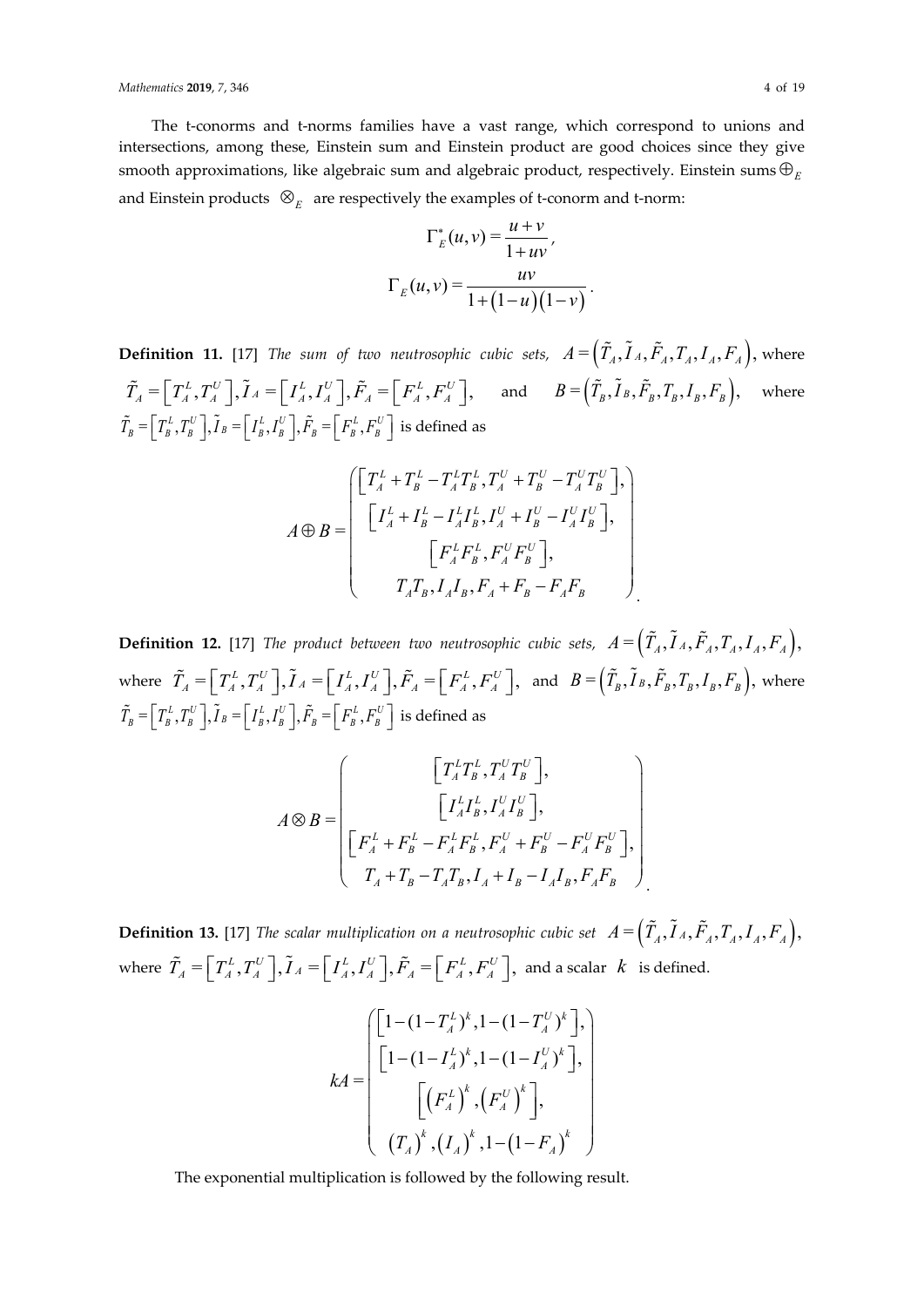The t-conorms and t-norms families have a vast range, which correspond to unions and intersections, among these, Einstein sum and Einstein product are good choices since they give smooth approximations, like algebraic sum and algebraic product, respectively. Einstein sums $\oplus_E$ and Einstein products $\otimes_E$ are respectively the examples of t-conorm and t-norm:

$$\Gamma_E^*(u,v) = \frac{u+v}{1+uv},$$

$$\Gamma_E(u,v) = \frac{uv}{1+(1-u)(1-v)}.$$

**Definition 11.** [17] *The sum of two neutrosophic cubic sets,* $A = \left(\tilde{T}_A, \tilde{I}_A, \tilde{F}_A, T_A, I_A, F_A\right)$, where $\tilde{T}_A = \left[T_A^L, T_A^U\right], \tilde{I}_A = \left[I_A^L, I_A^U\right], \tilde{F}_A = \left[F_A^L, F_A^U\right]$, and $B = \left(\tilde{T}_B, \tilde{I}_B, \tilde{F}_B, T_B, I_B, F_B\right)$, where $\tilde{T}_B = \left[T_B^L, T_B^U\right], \tilde{I}_B = \left[I_B^L, I_B^U\right], \tilde{F}_B = \left[F_B^L, F_B^U\right]$ is defined as

$$A \oplus B = \begin{pmatrix} \left[T_A^L + T_B^L - T_A^L T_B^L, T_A^U + T_B^U - T_A^U T_B^U\right], \\ \left[I_A^L + I_B^L - I_A^L I_B^L, I_A^U + I_B^U - I_A^U I_B^U\right], \\ \left[F_A^L F_B^L, F_A^U F_B^U\right], \\ T_A T_B, I_A I_B, F_A + F_B - F_A F_B \end{pmatrix}.$$

**Definition 12.** [17] *The product between two neutrosophic cubic sets,* $A = \left(\tilde{T}_A, \tilde{I}_A, \tilde{F}_A, T_A, I_A, F_A\right)$, where $\tilde{T}_A = \left[T_A^L, T_A^U\right], \tilde{I}_A = \left[I_A^L, I_A^U\right], \tilde{F}_A = \left[F_A^L, F_A^U\right]$, and $B = \left(\tilde{T}_B, \tilde{I}_B, \tilde{F}_B, T_B, I_B, F_B\right)$, where $\tilde{T}_B = \left[T_B^L, T_B^U\right], \tilde{I}_B = \left[I_B^L, I_B^U\right], \tilde{F}_B = \left[F_B^L, F_B^U\right]$ is defined as

$$A \otimes B = \begin{pmatrix} \left[T_A^L T_B^L, T_A^U T_B^U\right], \\ \left[I_A^L I_B^L, I_A^U I_B^U\right], \\ \left[F_A^L + F_B^L - F_A^L F_B^L, F_A^U + F_B^U - F_A^U F_B^U\right], \\ T_A + T_B - T_A T_B, I_A + I_B - I_A I_B, F_A F_B \end{pmatrix}.$$

**Definition 13.** [17] *The scalar multiplication on a neutrosophic cubic set* $A = \left(\tilde{T}_A, \tilde{I}_A, \tilde{F}_A, T_A, I_A, F_A\right)$, where $\tilde{T}_A = \left[T_A^L, T_A^U\right], \tilde{I}_A = \left[I_A^L, I_A^U\right], \tilde{F}_A = \left[F_A^L, F_A^U\right]$, and a scalar $k$ is defined.

$$kA = \begin{pmatrix} \left[1-(1-T_A^L)^k, 1-(1-T_A^U)^k\right], \\ \left[1-(1-I_A^L)^k, 1-(1-I_A^U)^k\right], \\ \left[\left(F_A^L\right)^k, \left(F_A^U\right)^k\right], \\ \left(T_A\right)^k, \left(I_A\right)^k, 1-\left(1-F_A\right)^k \end{pmatrix}$$

The exponential multiplication is followed by the following result.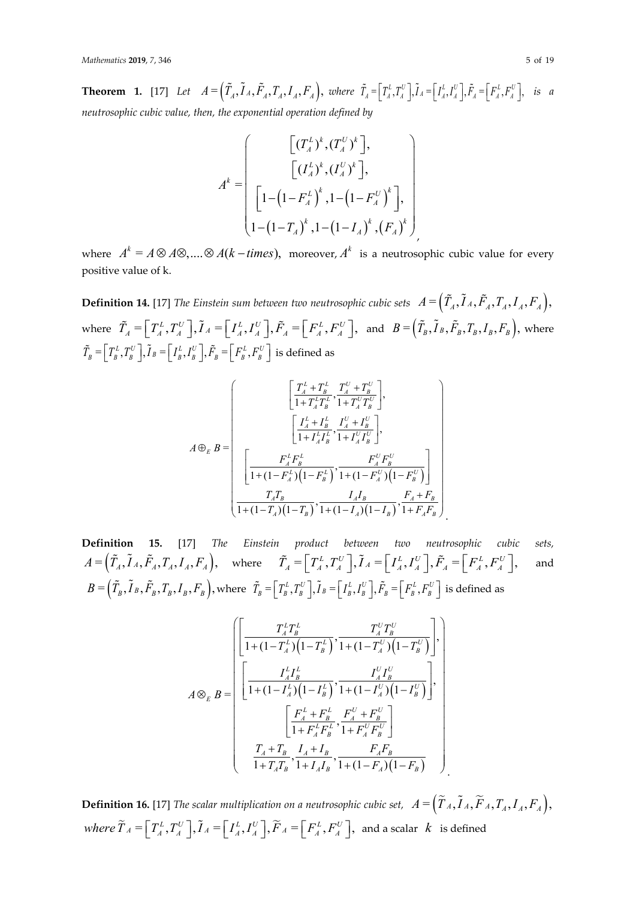**Theorem 1.** [17] *Let* $A=\left(\tilde{T}_A,\tilde{I}_A,\tilde{F}_A,T_A,I_A,F_A\right)$, *where* $\tilde{T}_A=\left[T_A^L,T_A^U\right],\tilde{I}_A=\left[I_A^L,I_A^U\right],\tilde{F}_A=\left[F_A^L,F_A^U\right]$, *is a neutrosophic cubic value, then, the exponential operation defined by*

$$A^k=\begin{pmatrix} \left[(T_A^L)^k,(T_A^U)^k\right], \\ \left[(I_A^L)^k,(I_A^U)^k\right], \\ \left[1-\left(1-F_A^L\right)^k,1-\left(1-F_A^U\right)^k\right], \\ 1-\left(1-T_A\right)^k,1-\left(1-I_A\right)^k,\left(F_A\right)^k \end{pmatrix},$$

where $A^k=A\otimes A\otimes,\ldots.\otimes A(k-times)$, moreover, $A^k$ is a neutrosophic cubic value for every positive value of k.

**Definition 14.** [17] *The Einstein sum between two neutrosophic cubic sets* $A=\left(\tilde{T}_A,\tilde{I}_A,\tilde{F}_A,T_A,I_A,F_A\right)$, where $\tilde{T}_A=\left[T_A^L,T_A^U\right],\tilde{I}_A=\left[I_A^L,I_A^U\right],\tilde{F}_A=\left[F_A^L,F_A^U\right]$, and $B=\left(\tilde{T}_B,\tilde{I}_B,\tilde{F}_B,T_B,I_B,F_B\right)$, where $\tilde{T}_B=\left[T_B^L,T_B^U\right],\tilde{I}_B=\left[I_B^L,I_B^U\right],\tilde{F}_B=\left[F_B^L,F_B^U\right]$ is defined as

$$A\oplus_E B=\begin{pmatrix} \left[\dfrac{T_A^L+T_B^L}{1+T_A^LT_B^L},\dfrac{T_A^U+T_B^U}{1+T_A^UT_B^U}\right], \\ \left[\dfrac{I_A^L+I_B^L}{1+I_A^LI_B^L},\dfrac{I_A^U+I_B^U}{1+I_A^UI_B^U}\right], \\ \left[\dfrac{F_A^LF_B^L}{1+(1-F_A^L)\left(1-F_B^L\right)},\dfrac{F_A^UF_B^U}{1+(1-F_A^U)\left(1-F_B^U\right)}\right] \\ \dfrac{T_AT_B}{1+(1-T_A)\left(1-T_B\right)},\dfrac{I_AI_B}{1+(1-I_A)\left(1-I_B\right)},\dfrac{F_A+F_B}{1+F_AF_B} \end{pmatrix}.$$

**Definition 15.** [17] *The Einstein product between two neutrosophic cubic sets,* $A=\left(\tilde{T}_A,\tilde{I}_A,\tilde{F}_A,T_A,I_A,F_A\right)$, where $\tilde{T}_A=\left[T_A^L,T_A^U\right],\tilde{I}_A=\left[I_A^L,I_A^U\right],\tilde{F}_A=\left[F_A^L,F_A^U\right]$, and $B=\left(\tilde{T}_B,\tilde{I}_B,\tilde{F}_B,T_B,I_B,F_B\right)$, where $\tilde{T}_B=\left[T_B^L,T_B^U\right],\tilde{I}_B=\left[I_B^L,I_B^U\right],\tilde{F}_B=\left[F_B^L,F_B^U\right]$ is defined as

$$A\otimes_E B=\begin{pmatrix} \left[\dfrac{T_A^LT_B^L}{1+(1-T_A^L)\left(1-T_B^L\right)},\dfrac{T_A^UT_B^U}{1+(1-T_A^U)\left(1-T_B^U\right)}\right], \\ \left[\dfrac{I_A^LI_B^L}{1+(1-I_A^L)\left(1-I_B^L\right)},\dfrac{I_A^UI_B^U}{1+(1-I_A^U)\left(1-I_B^U\right)}\right], \\ \left[\dfrac{F_A^L+F_B^L}{1+F_A^LF_B^L},\dfrac{F_A^U+F_B^U}{1+F_A^UF_B^U}\right] \\ \dfrac{T_A+T_B}{1+T_AT_B},\dfrac{I_A+I_B}{1+I_AI_B},\dfrac{F_AF_B}{1+(1-F_A)\left(1-F_B\right)} \end{pmatrix}.$$

**Definition 16.** [17] *The scalar multiplication on a neutrosophic cubic set,* $A=\left(\widetilde{T}_A,\tilde{I}_A,\widetilde{F}_A,T_A,I_A,F_A\right)$, *where* $\widetilde{T}_A=\left[T_A^L,T_A^U\right],\tilde{I}_A=\left[I_A^L,I_A^U\right],\widetilde{F}_A=\left[F_A^L,F_A^U\right]$, and a scalar $k$ is defined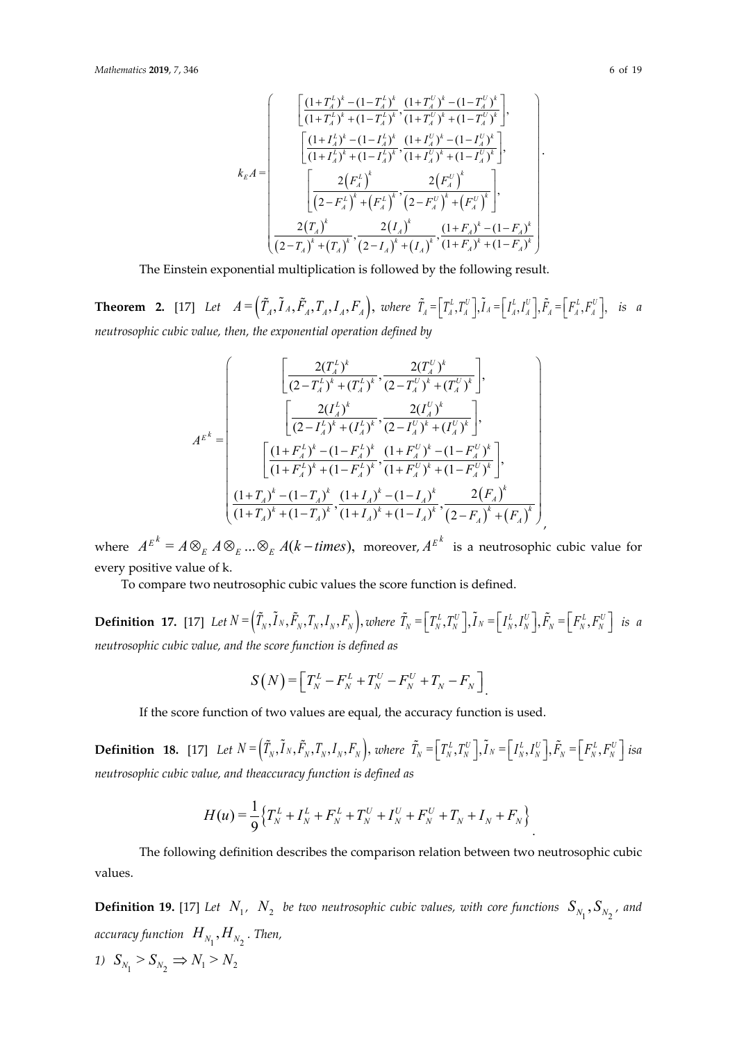$$k_E A = \begin{pmatrix} \left[\dfrac{(1+T_A^L)^k-(1-T_A^L)^k}{(1+T_A^L)^k+(1-T_A^L)^k}, \dfrac{(1+T_A^U)^k-(1-T_A^U)^k}{(1+T_A^U)^k+(1-T_A^U)^k}\right], \\ \left[\dfrac{(1+I_A^L)^k-(1-I_A^L)^k}{(1+I_A^L)^k+(1-I_A^L)^k}, \dfrac{(1+I_A^U)^k-(1-I_A^U)^k}{(1+I_A^U)^k+(1-I_A^U)^k}\right], \\ \left[\dfrac{2\left(F_A^L\right)^k}{\left(2-F_A^L\right)^k+\left(F_A^L\right)^k}, \dfrac{2\left(F_A^U\right)^k}{\left(2-F_A^U\right)^k+\left(F_A^U\right)^k}\right], \\ \dfrac{2\left(T_A\right)^k}{\left(2-T_A\right)^k+\left(T_A\right)^k}, \dfrac{2\left(I_A\right)^k}{\left(2-I_A\right)^k+\left(I_A\right)^k}, \dfrac{(1+F_A)^k-(1-F_A)^k}{(1+F_A)^k+(1-F_A)^k} \end{pmatrix}.$$

The Einstein exponential multiplication is followed by the following result.

**Theorem 2.** [17] *Let* $A=\left(\tilde{T}_A,\tilde{I}_A,\tilde{F}_A,T_A,I_A,F_A\right)$, *where* $\tilde{T}_A=\left[T_A^L,T_A^U\right],\tilde{I}_A=\left[I_A^L,I_A^U\right],\tilde{F}_A=\left[F_A^L,F_A^U\right]$, *is a neutrosophic cubic value, then, the exponential operation defined by*

$$A^{E^k} = \begin{pmatrix} \left[\dfrac{2(T_A^L)^k}{(2-T_A^L)^k+(T_A^L)^k}, \dfrac{2(T_A^U)^k}{(2-T_A^U)^k+(T_A^U)^k}\right], \\ \left[\dfrac{2(I_A^L)^k}{(2-I_A^L)^k+(I_A^L)^k}, \dfrac{2(I_A^U)^k}{(2-I_A^U)^k+(I_A^U)^k}\right], \\ \left[\dfrac{(1+F_A^L)^k-(1-F_A^L)^k}{(1+F_A^L)^k+(1-F_A^L)^k}, \dfrac{(1+F_A^U)^k-(1-F_A^U)^k}{(1+F_A^U)^k+(1-F_A^U)^k}\right], \\ \dfrac{(1+T_A)^k-(1-T_A)^k}{(1+T_A)^k+(1-T_A)^k}, \dfrac{(1+I_A)^k-(1-I_A)^k}{(1+I_A)^k+(1-I_A)^k}, \dfrac{2\left(F_A\right)^k}{\left(2-F_A\right)^k+\left(F_A\right)^k} \end{pmatrix},$$

where $A^{E^k}=A\otimes_E A\otimes_E \ldots\otimes_E A(k-times)$, moreover, $A^{E^k}$ is a neutrosophic cubic value for every positive value of k.

To compare two neutrosophic cubic values the score function is defined.

**Definition 17.** [17] *Let* $N=\left(\tilde{T}_N,\tilde{I}_N,\tilde{F}_N,T_N,I_N,F_N\right)$, *where* $\tilde{T}_N=\left[T_N^L,T_N^U\right],\tilde{I}_N=\left[I_N^L,I_N^U\right],\tilde{F}_N=\left[F_N^L,F_N^U\right]$ *is a neutrosophic cubic value, and the score function is defined as*

$$S(N)=\left[T_N^L-F_N^L+T_N^U-F_N^U+T_N-F_N\right].$$

If the score function of two values are equal, the accuracy function is used.

**Definition 18.** [17] *Let* $N=\left(\tilde{T}_N,\tilde{I}_N,\tilde{F}_N,T_N,I_N,F_N\right)$, *where* $\tilde{T}_N=\left[T_N^L,T_N^U\right],\tilde{I}_N=\left[I_N^L,I_N^U\right],\tilde{F}_N=\left[F_N^L,F_N^U\right]$ *isa neutrosophic cubic value, and theaccuracy function is defined as*

$$H(u)=\frac{1}{9}\left\{T_N^L+I_N^L+F_N^L+T_N^U+I_N^U+F_N^U+T_N+I_N+F_N\right\}.$$

The following definition describes the comparison relation between two neutrosophic cubic values.

**Definition 19.** [17] *Let* $N_1$, $N_2$ *be two neutrosophic cubic values, with core functions* $S_{N_1},S_{N_2}$, *and accuracy function* $H_{N_1},H_{N_2}$. *Then,*

1) $S_{N_1}>S_{N_2}\Rightarrow N_1>N_2$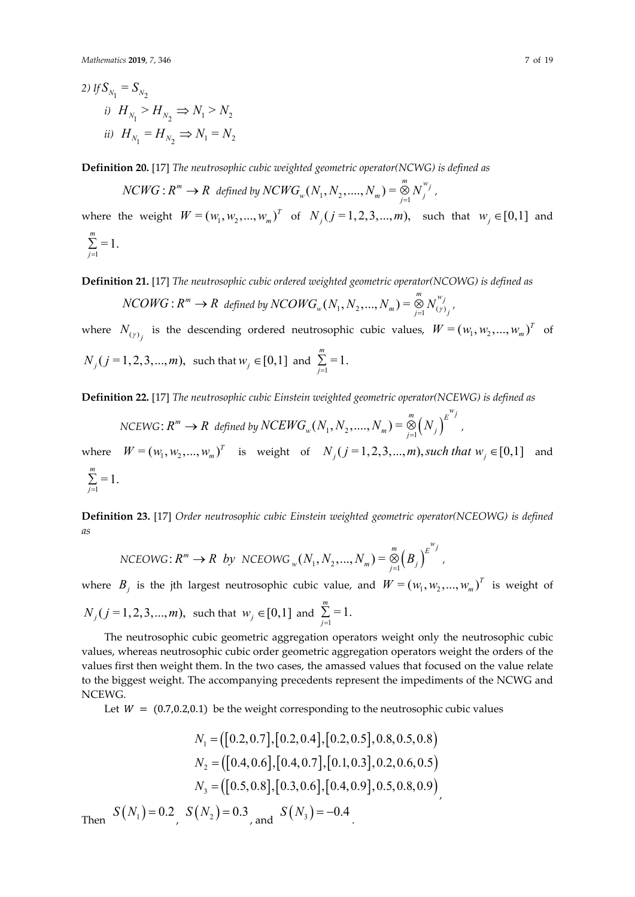2) If $S_{N_1} = S_{N_2}$

i) $H_{N_1} > H_{N_2} \Rightarrow N_1 > N_2$

ii) $H_{N_1} = H_{N_2} \Rightarrow N_1 = N_2$

**Definition 20.** [17] *The neutrosophic cubic weighted geometric operator(NCWG) is defined as*

$$NCWG : R^m \to R \text{ defined by } NCWG_w(N_1, N_2, ....., N_m) = \underset{j=1}{\overset{m}{\otimes}} N_j^{w_j},$$

where the weight $W = (w_1, w_2, ..., w_m)^T$ of $N_j (j = 1, 2, 3, ..., m)$, such that $w_j \in [0,1]$ and $\sum_{j=1}^{m} = 1.$

**Definition 21.** [17] *The neutrosophic cubic ordered weighted geometric operator(NCOWG) is defined as*

$$NCOWG : R^m \to R \text{ defined by } NCOWG_w(N_1, N_2, ..., N_m) = \underset{j=1}{\overset{m}{\otimes}} N_{(\gamma)_j}^{w_j},$$

where $N_{(\gamma)_j}$ is the descending ordered neutrosophic cubic values, $W = (w_1, w_2, ..., w_m)^T$ of $N_j (j = 1, 2, 3, ..., m)$, such that $w_j \in [0,1]$ and $\sum_{j=1}^{m} = 1.$

**Definition 22.** [17] *The neutrosophic cubic Einstein weighted geometric operator(NCEWG) is defined as*

$$NCEWG : R^m \to R \text{ defined by } NCEWG_w(N_1, N_2, ....., N_m) = \underset{j=1}{\overset{m}{\otimes}} \left(N_j\right)^{E^{w_j}},$$

where $W = (w_1, w_2, ..., w_m)^T$ is weight of $N_j (j = 1, 2, 3, ..., m)$, *such that* $w_j \in [0,1]$ and $\sum_{j=1}^{m} = 1.$

**Definition 23.** [17] *Order neutrosophic cubic Einstein weighted geometric operator(NCEOWG) is defined as*

$$NCEOWG : R^m \to R \text{ by } NCEOWG_w(N_1, N_2, ..., N_m) = \underset{j=1}{\overset{m}{\otimes}} \left(B_j\right)^{E^{w_j}},$$

where $B_j$ is the jth largest neutrosophic cubic value, and $W = (w_1, w_2, ..., w_m)^T$ is weight of $N_j (j = 1, 2, 3, ..., m)$, such that $w_j \in [0,1]$ and $\sum_{j=1}^{m} = 1.$

The neutrosophic cubic geometric aggregation operators weight only the neutrosophic cubic values, whereas neutrosophic cubic order geometric aggregation operators weight the orders of the values first then weight them. In the two cases, the amassed values that focused on the value relate to the biggest weight. The accompanying precedents represent the impediments of the NCWG and NCEWG.

Let $W = (0.7, 0.2, 0.1)$ be the weight corresponding to the neutrosophic cubic values

$$N_1 = ([0.2, 0.7], [0.2, 0.4], [0.2, 0.5], 0.8, 0.5, 0.8)$$
$$N_2 = ([0.4, 0.6], [0.4, 0.7], [0.1, 0.3], 0.2, 0.6, 0.5)$$
$$N_3 = ([0.5, 0.8], [0.3, 0.6], [0.4, 0.9], 0.5, 0.8, 0.9),$$

Then $S(N_1) = 0.2$, $S(N_2) = 0.3$, and $S(N_3) = -0.4$.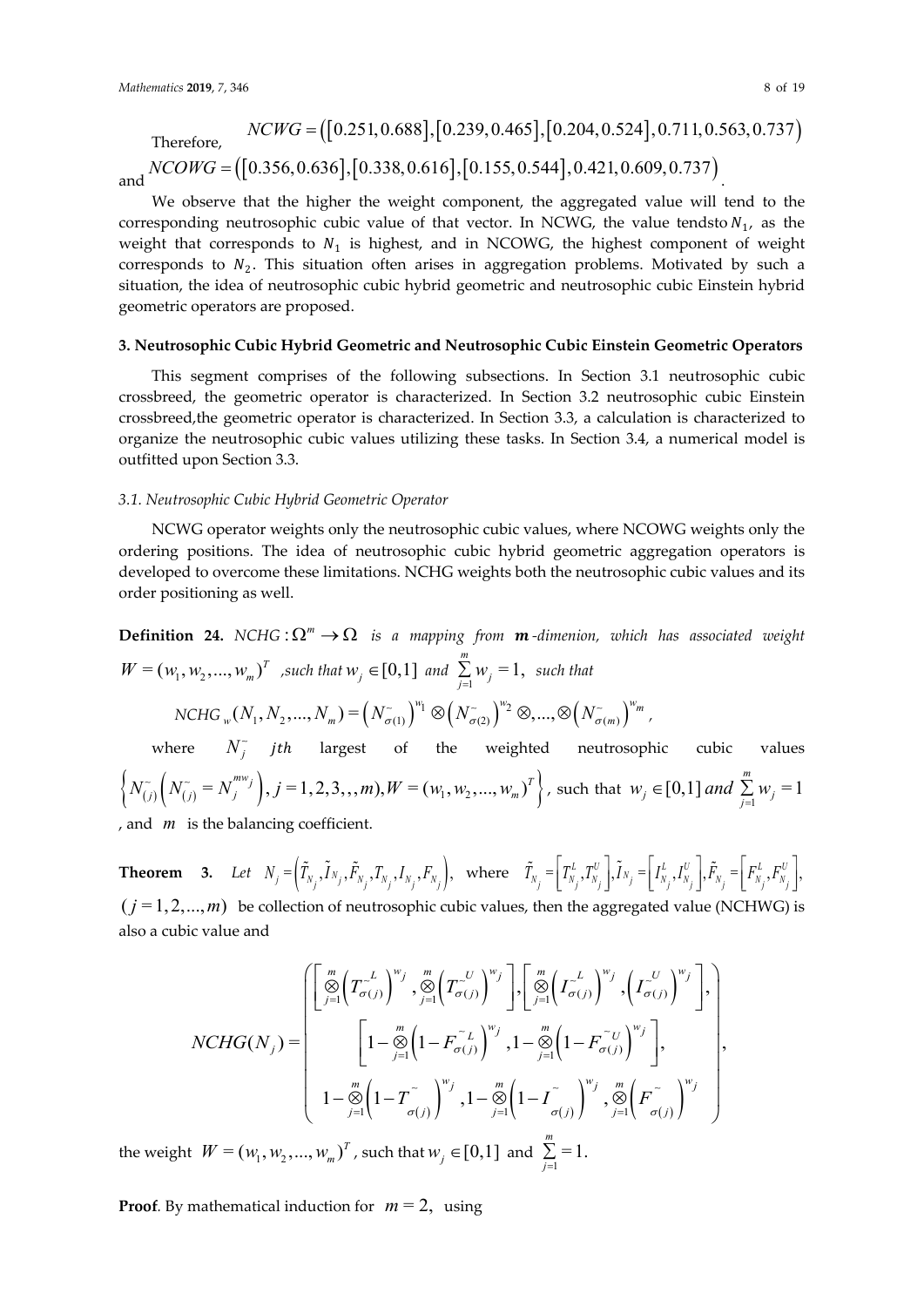Therefore, $NCWG = ([0.251, 0.688], [0.239, 0.465], [0.204, 0.524], 0.711, 0.563, 0.737)$

and $NCOWG = ([0.356, 0.636], [0.338, 0.616], [0.155, 0.544], 0.421, 0.609, 0.737)$.

We observe that the higher the weight component, the aggregated value will tend to the corresponding neutrosophic cubic value of that vector. In NCWG, the value tendsto $N_1$, as the weight that corresponds to $N_1$ is highest, and in NCOWG, the highest component of weight corresponds to $N_2$. This situation often arises in aggregation problems. Motivated by such a situation, the idea of neutrosophic cubic hybrid geometric and neutrosophic cubic Einstein hybrid geometric operators are proposed.

## 3. Neutrosophic Cubic Hybrid Geometric and Neutrosophic Cubic Einstein Geometric Operators

This segment comprises of the following subsections. In Section 3.1 neutrosophic cubic crossbreed, the geometric operator is characterized. In Section 3.2 neutrosophic cubic Einstein crossbreed,the geometric operator is characterized. In Section 3.3, a calculation is characterized to organize the neutrosophic cubic values utilizing these tasks. In Section 3.4, a numerical model is outfitted upon Section 3.3.

### 3.1. Neutrosophic Cubic Hybrid Geometric Operator

NCWG operator weights only the neutrosophic cubic values, where NCOWG weights only the ordering positions. The idea of neutrosophic cubic hybrid geometric aggregation operators is developed to overcome these limitations. NCHG weights both the neutrosophic cubic values and its order positioning as well.

**Definition 24.** *$NCHG : \Omega^m \to \Omega$ is a mapping from $\boldsymbol{m}$-dimenion, which has associated weight $W = (w_1, w_2, ..., w_m)^T$, such that $w_j \in [0,1]$ and $\sum_{j=1}^{m} w_j = 1$, such that*

$$NCHG_w(N_1, N_2, ..., N_m) = \left(N^{\sim}_{\sigma(1)}\right)^{w_1} \otimes \left(N^{\sim}_{\sigma(2)}\right)^{w_2} \otimes, ..., \otimes \left(N^{\sim}_{\sigma(m)}\right)^{w_m},$$

where $N^{\sim}_j$ $jth$ largest of the weighted neutrosophic cubic values $\left\{N^{\sim}_{(j)}\left(N^{\sim}_{(j)} = N_j^{mw_j}\right), j = 1, 2, 3, ,, m), W = (w_1, w_2, ..., w_m)^T\right\}$, such that $w_j \in [0,1]$ *and* $\sum_{j=1}^{m} w_j = 1$, and $m$ is the balancing coefficient.

**Theorem 3.** *Let $N_j = \left(\tilde{T}_{N_j}, \tilde{I}_{N_j}, \tilde{F}_{N_j}, T_{N_j}, I_{N_j}, F_{N_j}\right)$, where $\tilde{T}_{N_j} = \left[T^L_{N_j}, T^U_{N_j}\right], \tilde{I}_{N_j} = \left[I^L_{N_j}, I^U_{N_j}\right], \tilde{F}_{N_j} = \left[F^L_{N_j}, F^U_{N_j}\right]$,* $(j = 1, 2, ..., m)$ be collection of neutrosophic cubic values, then the aggregated value (NCHWG) is also a cubic value and

$$NCHG(N_j) = \begin{pmatrix} \left[\bigotimes_{j=1}^{m}\left(T^{\sim L}_{\sigma(j)}\right)^{w_j}, \bigotimes_{j=1}^{m}\left(T^{\sim U}_{\sigma(j)}\right)^{w_j}\right], \left[\bigotimes_{j=1}^{m}\left(I^{\sim L}_{\sigma(j)}\right)^{w_j}, \left(I^{\sim U}_{\sigma(j)}\right)^{w_j}\right], \\ \left[1 - \bigotimes_{j=1}^{m}\left(1 - F^{\sim L}_{\sigma(j)}\right)^{w_j}, 1 - \bigotimes_{j=1}^{m}\left(1 - F^{\sim U}_{\sigma(j)}\right)^{w_j}\right], \\ 1 - \bigotimes_{j=1}^{m}\left(1 - T^{\sim}_{\sigma(j)}\right)^{w_j}, 1 - \bigotimes_{j=1}^{m}\left(1 - I^{\sim}_{\sigma(j)}\right)^{w_j}, \bigotimes_{j=1}^{m}\left(F^{\sim}_{\sigma(j)}\right)^{w_j} \end{pmatrix},$$

the weight $W = (w_1, w_2, ..., w_m)^T$, such that $w_j \in [0,1]$ and $\sum_{j=1}^{m} = 1$.

**Proof**. By mathematical induction for $m = 2$, using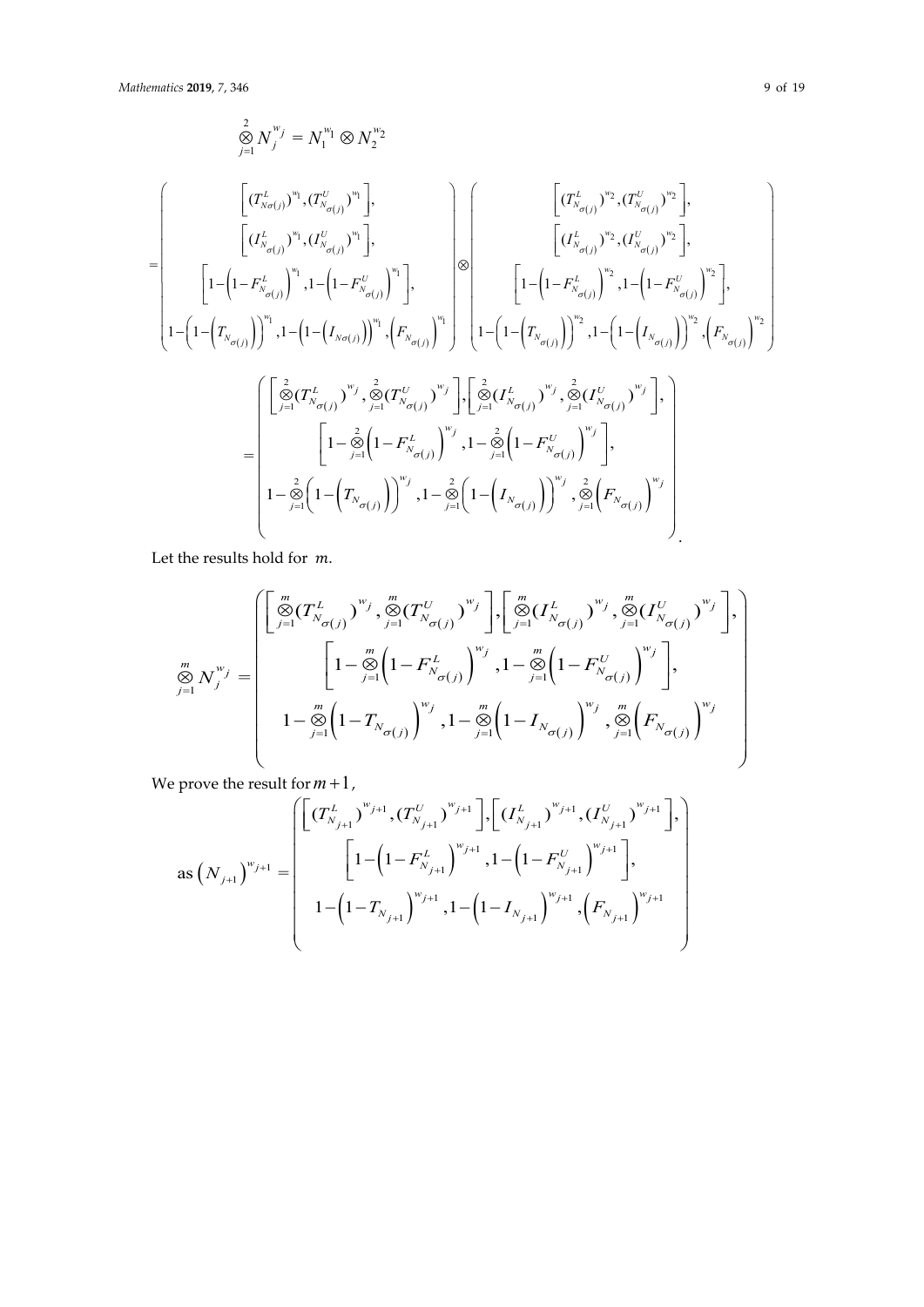$$\underset{j=1}{\overset{2}{\otimes}} N_j^{w_j} = N_1^{w_1} \otimes N_2^{w_2}$$

$$= \begin{pmatrix} \left[ (T^L_{N\sigma(j)})^{w_1}, (T^U_{N_{\sigma(j)}})^{w_1} \right], \\ \left[ (I^L_{N_{\sigma(j)}})^{w_1}, (I^U_{N_{\sigma(j)}})^{w_1} \right], \\ \left[ 1 - \left(1 - F^L_{N_{\sigma(j)}}\right)^{w_1}, 1 - \left(1 - F^U_{N_{\sigma(j)}}\right)^{w_1} \right], \\ 1 - \left(1 - \left(T_{N_{\sigma(j)}}\right)\right)^{w_1}, 1 - \left(1 - \left(I_{N\sigma(j)}\right)\right)^{w_1}, \left(F_{N_{\sigma(j)}}\right)^{w_1} \end{pmatrix} \otimes \begin{pmatrix} \left[ (T^L_{N_{\sigma(j)}})^{w_2}, (T^U_{N_{\sigma(j)}})^{w_2} \right], \\ \left[ (I^L_{N_{\sigma(j)}})^{w_2}, (I^U_{N_{\sigma(j)}})^{w_2} \right], \\ \left[ 1 - \left(1 - F^L_{N_{\sigma(j)}}\right)^{w_2}, 1 - \left(1 - F^U_{N_{\sigma(j)}}\right)^{w_2} \right], \\ 1 - \left(1 - \left(T_{N_{\sigma(j)}}\right)\right)^{w_2}, 1 - \left(1 - \left(I_{N_{\sigma(j)}}\right)\right)^{w_2}, \left(F_{N_{\sigma(j)}}\right)^{w_2} \end{pmatrix}$$

$$= \begin{pmatrix} \left[ \underset{j=1}{\overset{2}{\otimes}} (T^L_{N_{\sigma(j)}})^{w_j}, \underset{j=1}{\overset{2}{\otimes}} (T^U_{N_{\sigma(j)}})^{w_j} \right], \left[ \underset{j=1}{\overset{2}{\otimes}} (I^L_{N_{\sigma(j)}})^{w_j}, \underset{j=1}{\overset{2}{\otimes}} (I^U_{N_{\sigma(j)}})^{w_j} \right], \\ \left[ 1 - \underset{j=1}{\overset{2}{\otimes}} \left(1 - F^L_{N_{\sigma(j)}}\right)^{w_j}, 1 - \underset{j=1}{\overset{2}{\otimes}} \left(1 - F^U_{N_{\sigma(j)}}\right)^{w_j} \right], \\ 1 - \underset{j=1}{\overset{2}{\otimes}} \left(1 - \left(T_{N_{\sigma(j)}}\right)\right)^{w_j}, 1 - \underset{j=1}{\overset{2}{\otimes}} \left(1 - \left(I_{N_{\sigma(j)}}\right)\right)^{w_j}, \underset{j=1}{\overset{2}{\otimes}} \left(F_{N_{\sigma(j)}}\right)^{w_j} \end{pmatrix}.$$

Let the results hold for $m$.

$$\underset{j=1}{\overset{m}{\otimes}} N_j^{w_j} = \begin{pmatrix} \left[ \underset{j=1}{\overset{m}{\otimes}} (T^L_{N_{\sigma(j)}})^{w_j}, \underset{j=1}{\overset{m}{\otimes}} (T^U_{N_{\sigma(j)}})^{w_j} \right], \left[ \underset{j=1}{\overset{m}{\otimes}} (I^L_{N_{\sigma(j)}})^{w_j}, \underset{j=1}{\overset{m}{\otimes}} (I^U_{N_{\sigma(j)}})^{w_j} \right], \\ \left[ 1 - \underset{j=1}{\overset{m}{\otimes}} \left(1 - F^L_{N_{\sigma(j)}}\right)^{w_j}, 1 - \underset{j=1}{\overset{m}{\otimes}} \left(1 - F^U_{N_{\sigma(j)}}\right)^{w_j} \right], \\ 1 - \underset{j=1}{\overset{m}{\otimes}} \left(1 - T_{N_{\sigma(j)}}\right)^{w_j}, 1 - \underset{j=1}{\overset{m}{\otimes}} \left(1 - I_{N_{\sigma(j)}}\right)^{w_j}, \underset{j=1}{\overset{m}{\otimes}} \left(F_{N_{\sigma(j)}}\right)^{w_j} \end{pmatrix}$$

We prove the result for $m+1$,

$$\text{as } \left(N_{j+1}\right)^{w_{j+1}} = \begin{pmatrix} \left[ (T^L_{N_{j+1}})^{w_{j+1}}, (T^U_{N_{j+1}})^{w_{j+1}} \right], \left[ (I^L_{N_{j+1}})^{w_{j+1}}, (I^U_{N_{j+1}})^{w_{j+1}} \right], \\ \left[ 1 - \left(1 - F^L_{N_{j+1}}\right)^{w_{j+1}}, 1 - \left(1 - F^U_{N_{j+1}}\right)^{w_{j+1}} \right], \\ 1 - \left(1 - T_{N_{j+1}}\right)^{w_{j+1}}, 1 - \left(1 - I_{N_{j+1}}\right)^{w_{j+1}}, \left(F_{N_{j+1}}\right)^{w_{j+1}} \end{pmatrix}$$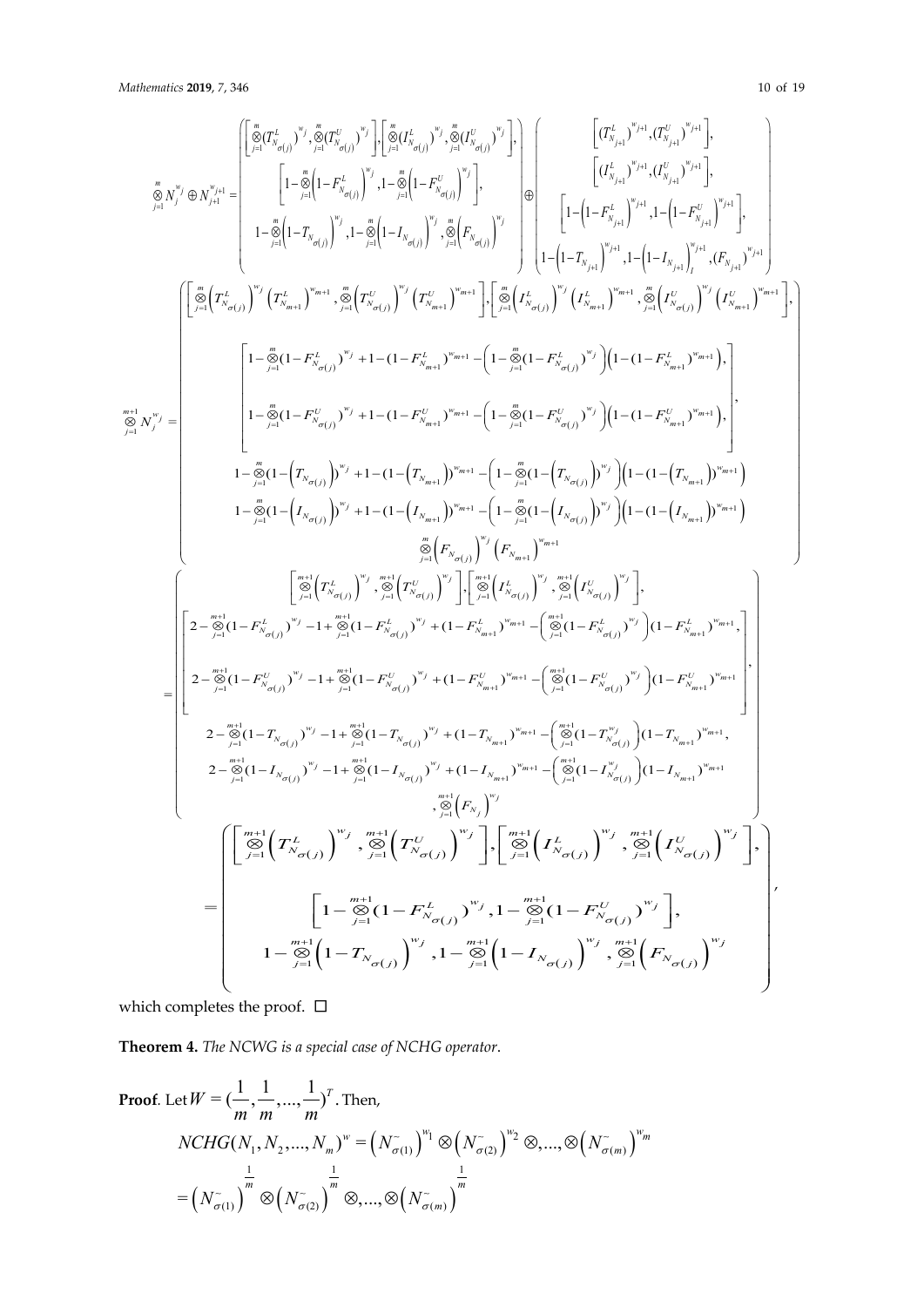$$
\bigotimes_{j=1}^{m} N_j^{w_j} \oplus N_{j+1}^{w_{j+1}} = \left( \begin{array}{c} \left[ \bigotimes_{j=1}^{m} (T_{N_{\sigma(j)}}^{L})^{w_j}, \bigotimes_{j=1}^{m} (T_{N_{\sigma(j)}}^{U})^{w_j} \right], \left[ \bigotimes_{j=1}^{m} (I_{N_{\sigma(j)}}^{L})^{w_j}, \bigotimes_{j=1}^{m} (I_{N_{\sigma(j)}}^{U})^{w_j} \right], \\ \left[ 1 - \bigotimes_{j=1}^{m} \left(1 - F_{N_{\sigma(j)}}^{L}\right)^{w_j}, 1 - \bigotimes_{j=1}^{m} \left(1 - F_{N_{\sigma(j)}}^{U}\right)^{w_j} \right], \\ 1 - \bigotimes_{j=1}^{m} \left(1 - T_{N_{\sigma(j)}}\right)^{w_j}, 1 - \bigotimes_{j=1}^{m} \left(1 - I_{N_{\sigma(j)}}\right)^{w_j}, \bigotimes_{j=1}^{m} \left(F_{N_{\sigma(j)}}\right)^{w_j} \end{array} \right) \oplus \left( \begin{array}{c} \left[ (T_{N_{j+1}}^{L})^{w_{j+1}}, (T_{N_{j+1}}^{U})^{w_{j+1}} \right], \\ \left[ (I_{N_{j+1}}^{L})^{w_{j+1}}, (I_{N_{j+1}}^{U})^{w_{j+1}} \right], \\ \left[ 1 - \left(1 - F_{N_{j+1}}^{L}\right)^{w_{j+1}}, 1 - \left(1 - F_{N_{j+1}}^{U}\right)^{w_{j+1}} \right], \\ 1 - \left(1 - T_{N_{j+1}}\right)^{w_{j+1}}, 1 - \left(1 - I_{N_{j+1}}\right)_{I}^{w_{j+1}}, (F_{N_{j+1}})^{w_{j+1}} \end{array} \right)
$$

$$
\bigotimes_{j=1}^{m+1} N_j^{w_j} = \left( \begin{array}{c} \left[ \bigotimes_{j=1}^{m} \left(T_{N_{\sigma(j)}}^{L}\right)^{w_j} \left(T_{N_{m+1}}^{L}\right)^{w_{m+1}}, \bigotimes_{j=1}^{m} \left(T_{N_{\sigma(j)}}^{U}\right)^{w_j} \left(T_{N_{m+1}}^{U}\right)^{w_{m+1}} \right], \left[ \bigotimes_{j=1}^{m} \left(I_{N_{\sigma(j)}}^{L}\right)^{w_j} \left(I_{N_{m+1}}^{L}\right)^{w_{m+1}}, \bigotimes_{j=1}^{m} \left(I_{N_{\sigma(j)}}^{U}\right)^{w_j} \left(I_{N_{m+1}}^{U}\right)^{w_{m+1}} \right], \\ \left[ \begin{array}{c} 1 - \bigotimes_{j=1}^{m} (1 - F_{N_{\sigma(j)}}^{L})^{w_j} + 1 - (1 - F_{N_{m+1}}^{L})^{w_{m+1}} - \left(1 - \bigotimes_{j=1}^{m} (1 - F_{N_{\sigma(j)}}^{L})^{w_j}\right)\left(1 - (1 - F_{N_{m+1}}^{L})^{w_{m+1}}\right), \\ 1 - \bigotimes_{j=1}^{m} (1 - F_{N_{\sigma(j)}}^{U})^{w_j} + 1 - (1 - F_{N_{m+1}}^{U})^{w_{m+1}} - \left(1 - \bigotimes_{j=1}^{m} (1 - F_{N_{\sigma(j)}}^{U})^{w_j}\right)\left(1 - (1 - F_{N_{m+1}}^{U})^{w_{m+1}}\right), \end{array} \right], \\ 1 - \bigotimes_{j=1}^{m} (1 - \left(T_{N_{\sigma(j)}}\right))^{w_j} + 1 - (1 - \left(T_{N_{m+1}}\right))^{w_{m+1}} - \left(1 - \bigotimes_{j=1}^{m} (1 - \left(T_{N_{\sigma(j)}}\right))^{w_j}\right)\left(1 - (1 - \left(T_{N_{m+1}}\right))^{w_{m+1}}\right) \\ 1 - \bigotimes_{j=1}^{m} (1 - \left(I_{N_{\sigma(j)}}\right))^{w_j} + 1 - (1 - \left(I_{N_{m+1}}\right))^{w_{m+1}} - \left(1 - \bigotimes_{j=1}^{m} (1 - \left(I_{N_{\sigma(j)}}\right))^{w_j}\right)\left(1 - (1 - \left(I_{N_{m+1}}\right))^{w_{m+1}}\right) \\ \bigotimes_{j=1}^{m} \left(F_{N_{\sigma(j)}}\right)^{w_j} \left(F_{N_{m+1}}\right)^{w_{m+1}} \end{array} \right)
$$

$$
= \left( \begin{array}{c} \left[ \bigotimes_{j=1}^{m+1} \left(T_{N_{\sigma(j)}}^{L}\right)^{w_j}, \bigotimes_{j=1}^{m+1} \left(T_{N_{\sigma(j)}}^{U}\right)^{w_j} \right], \left[ \bigotimes_{j=1}^{m+1} \left(I_{N_{\sigma(j)}}^{L}\right)^{w_j}, \bigotimes_{j=1}^{m+1} \left(I_{N_{\sigma(j)}}^{U}\right)^{w_j} \right], \\ \left[ \begin{array}{c} 2 - \bigotimes_{j=1}^{m+1} (1 - F_{N_{\sigma(j)}}^{L})^{w_j} - 1 + \bigotimes_{j=1}^{m+1} (1 - F_{N_{\sigma(j)}}^{L})^{w_j} + (1 - F_{N_{m+1}}^{L})^{w_{m+1}} - \left(\bigotimes_{j=1}^{m+1} (1 - F_{N_{\sigma(j)}}^{L})^{w_j}\right)(1 - F_{N_{m+1}}^{L})^{w_{m+1}}, \\ 2 - \bigotimes_{j=1}^{m+1} (1 - F_{N_{\sigma(j)}}^{U})^{w_j} - 1 + \bigotimes_{j=1}^{m+1} (1 - F_{N_{\sigma(j)}}^{U})^{w_j} + (1 - F_{N_{m+1}}^{U})^{w_{m+1}} - \left(\bigotimes_{j=1}^{m+1} (1 - F_{N_{\sigma(j)}}^{U})^{w_j}\right)(1 - F_{N_{m+1}}^{U})^{w_{m+1}} \end{array} \right], \\ 2 - \bigotimes_{j=1}^{m+1} (1 - T_{N_{\sigma(j)}})^{w_j} - 1 + \bigotimes_{j=1}^{m+1} (1 - T_{N_{\sigma(j)}})^{w_j} + (1 - T_{N_{m+1}})^{w_{m+1}} - \left(\bigotimes_{j=1}^{m+1} (1 - T_{N_{\sigma(j)}}^{w_j})\right)(1 - T_{N_{m+1}})^{w_{m+1}}, \\ 2 - \bigotimes_{j=1}^{m+1} (1 - I_{N_{\sigma(j)}})^{w_j} - 1 + \bigotimes_{j=1}^{m+1} (1 - I_{N_{\sigma(j)}})^{w_j} + (1 - I_{N_{m+1}})^{w_{m+1}} - \left(\bigotimes_{j=1}^{m+1} (1 - I_{N_{\sigma(j)}}^{w_j})\right)(1 - I_{N_{m+1}})^{w_{m+1}} \\ , \bigotimes_{j=1}^{m+1} \left(F_{N_j}\right)^{w_j} \end{array} \right)
$$

$$
= \left( \begin{array}{c} \left[ \bigotimes_{j=1}^{m+1} \left(T_{N_{\sigma(j)}}^{L}\right)^{w_j}, \bigotimes_{j=1}^{m+1} \left(T_{N_{\sigma(j)}}^{U}\right)^{w_j} \right], \left[ \bigotimes_{j=1}^{m+1} \left(I_{N_{\sigma(j)}}^{L}\right)^{w_j}, \bigotimes_{j=1}^{m+1} \left(I_{N_{\sigma(j)}}^{U}\right)^{w_j} \right], \\ \left[ 1 - \bigotimes_{j=1}^{m+1} (1 - F_{N_{\sigma(j)}}^{L})^{w_j}, 1 - \bigotimes_{j=1}^{m+1} (1 - F_{N_{\sigma(j)}}^{U})^{w_j} \right], \\ 1 - \bigotimes_{j=1}^{m+1} \left(1 - T_{N_{\sigma(j)}}\right)^{w_j}, 1 - \bigotimes_{j=1}^{m+1} \left(1 - I_{N_{\sigma(j)}}\right)^{w_j}, \bigotimes_{j=1}^{m+1} \left(F_{N_{\sigma(j)}}\right)^{w_j} \end{array} \right),
$$

which completes the proof. □

**Theorem 4.** *The NCWG is a special case of NCHG operator.*

**Proof**. Let $W = (\frac{1}{m}, \frac{1}{m}, \ldots, \frac{1}{m})^T$. Then,

$$
NCHG(N_1, N_2, \ldots, N_m)^w = \left(N_{\sigma(1)}^{\sim}\right)^{w_1} \otimes \left(N_{\sigma(2)}^{\sim}\right)^{w_2} \otimes, \ldots, \otimes \left(N_{\sigma(m)}^{\sim}\right)^{w_m}
$$

$$
= \left(N_{\sigma(1)}^{\sim}\right)^{\frac{1}{m}} \otimes \left(N_{\sigma(2)}^{\sim}\right)^{\frac{1}{m}} \otimes, \ldots, \otimes \left(N_{\sigma(m)}^{\sim}\right)^{\frac{1}{m}}
$$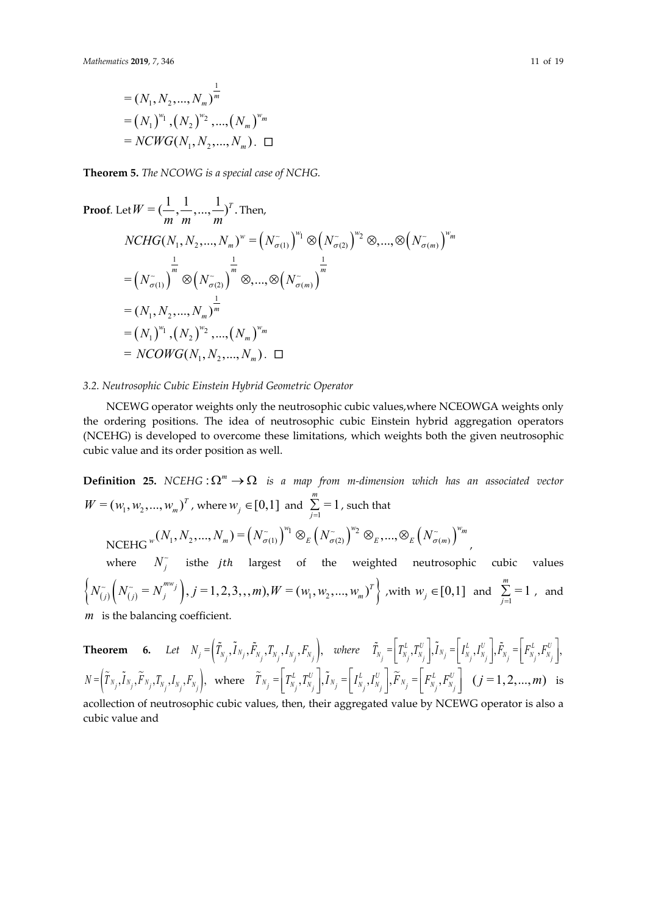$$
\begin{aligned}
&= (N_1, N_2, ..., N_m)^{\frac{1}{m}} \\
&= \left(N_1\right)^{w_1}, \left(N_2\right)^{w_2}, ..., \left(N_m\right)^{w_m} \\
&= NCWG(N_1, N_2, ..., N_m). \quad \square
\end{aligned}
$$

**Theorem 5.** *The NCOWG is a special case of NCHG.*

**Proof**. Let $W = (\frac{1}{m}, \frac{1}{m}, ..., \frac{1}{m})^T$. Then,

$$
\begin{aligned}
&NCHG(N_1, N_2, ..., N_m)^w = \left(N^{\sim}_{\sigma(1)}\right)^{w_1} \otimes \left(N^{\sim}_{\sigma(2)}\right)^{w_2} \otimes, ..., \otimes \left(N^{\sim}_{\sigma(m)}\right)^{w_m} \\
&= \left(N^{\sim}_{\sigma(1)}\right)^{\frac{1}{m}} \otimes \left(N^{\sim}_{\sigma(2)}\right)^{\frac{1}{m}} \otimes, ..., \otimes \left(N^{\sim}_{\sigma(m)}\right)^{\frac{1}{m}} \\
&= (N_1, N_2, ..., N_m)^{\frac{1}{m}} \\
&= \left(N_1\right)^{w_1}, \left(N_2\right)^{w_2}, ..., \left(N_m\right)^{w_m} \\
&= NCOWG(N_1, N_2, ..., N_m). \quad \square
\end{aligned}
$$

### *3.2. Neutrosophic Cubic Einstein Hybrid Geometric Operator*

NCEWG operator weights only the neutrosophic cubic values,where NCEOWGA weights only the ordering positions. The idea of neutrosophic cubic Einstein hybrid aggregation operators (NCEHG) is developed to overcome these limitations, which weights both the given neutrosophic cubic value and its order position as well.

**Definition 25.** *$NCEHG : \Omega^m \to \Omega$ is a map from m-dimension which has an associated vector* $W = (w_1, w_2, ..., w_m)^T$, where $w_j \in [0,1]$ and $\sum_{j=1}^{m} = 1$, such that

$$
\text{NCEHG}^{\,w}(N_1, N_2, ..., N_m) = \left(N^{\sim}_{\sigma(1)}\right)^{w_1} \otimes_E \left(N^{\sim}_{\sigma(2)}\right)^{w_2} \otimes_E, ..., \otimes_E \left(N^{\sim}_{\sigma(m)}\right)^{w_m},
$$

where $N^{\sim}_j$ isthe $jth$ largest of the weighted neutrosophic cubic values $\left\{ N^{\sim}_{(j)} \left( N^{\sim}_{(j)} = N_j^{mw_j} \right), j = 1,2,3,,,m), W = (w_1, w_2, ..., w_m)^T \right\}$ ,with $w_j \in [0,1]$ and $\sum_{j=1}^{m} = 1$ , and $m$ is the balancing coefficient.

**Theorem 6.** *Let* $N_j = \left(\tilde{T}_{N_j}, \tilde{I}_{N_j}, \tilde{F}_{N_j}, T_{N_j}, I_{N_j}, F_{N_j}\right)$, *where* $\tilde{T}_{N_j} = \left[T^L_{N_j}, T^U_{N_j}\right], \tilde{I}_{N_j} = \left[I^L_{N_j}, I^U_{N_j}\right], \tilde{F}_{N_j} = \left[F^L_{N_j}, F^U_{N_j}\right]$, $N = \left(\tilde{T}_{N_j}, \tilde{I}_{N_j}, \tilde{F}_{N_j}, T_{N_j}, I_{N_j}, F_{N_j}\right)$, where $\tilde{T}_{N_j} = \left[T^L_{N_j}, T^U_{N_j}\right], \tilde{I}_{N_j} = \left[I^L_{N_j}, I^U_{N_j}\right], \tilde{F}_{N_j} = \left[F^L_{N_j}, F^U_{N_j}\right]$ $(j = 1,2,...,m)$ is acollection of neutrosophic cubic values, then, their aggregated value by NCEWG operator is also a cubic value and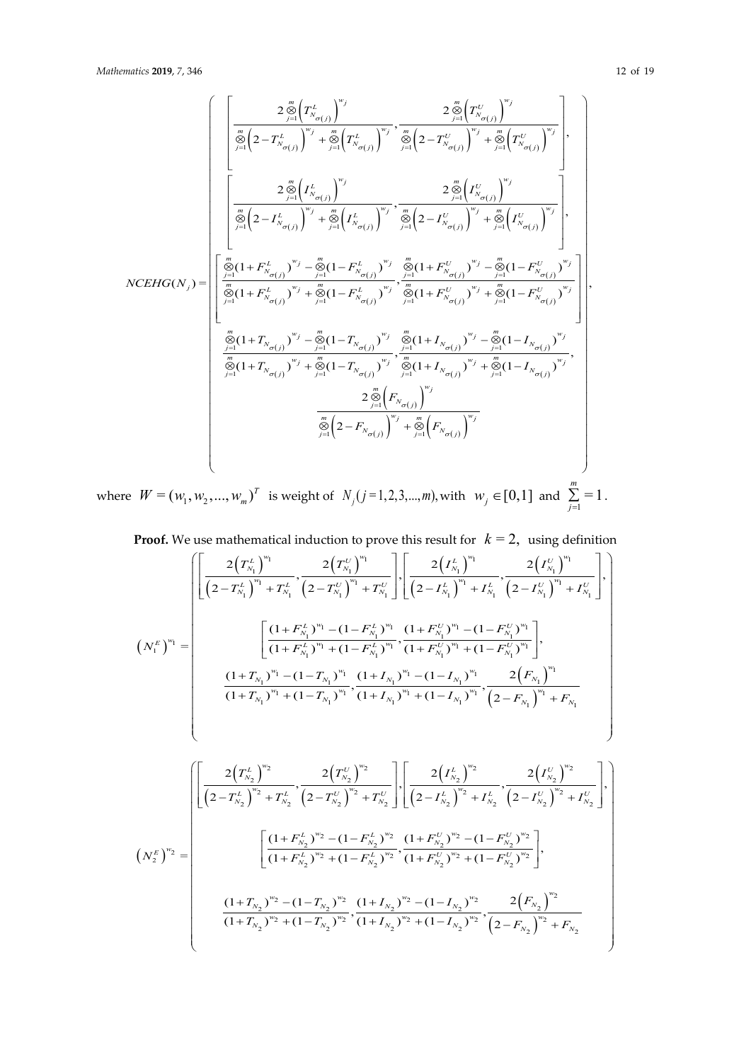$$
NCEHG(N_j) = \left( \begin{array}{c}
\left[ \dfrac{2\overset{m}{\underset{j=1}{\otimes}}\left(T^L_{N_{\sigma(j)}}\right)^{w_j}}{\overset{m}{\underset{j=1}{\otimes}}\left(2-T^L_{N_{\sigma(j)}}\right)^{w_j}+\overset{m}{\underset{j=1}{\otimes}}\left(T^L_{N_{\sigma(j)}}\right)^{w_j}}, \dfrac{2\overset{m}{\underset{j=1}{\otimes}}\left(T^U_{N_{\sigma(j)}}\right)^{w_j}}{\overset{m}{\underset{j=1}{\otimes}}\left(2-T^U_{N_{\sigma(j)}}\right)^{w_j}+\overset{m}{\underset{j=1}{\otimes}}\left(T^U_{N_{\sigma(j)}}\right)^{w_j}} \right], \\
\left[ \dfrac{2\overset{m}{\underset{j=1}{\otimes}}\left(I^L_{N_{\sigma(j)}}\right)^{w_j}}{\overset{m}{\underset{j=1}{\otimes}}\left(2-I^L_{N_{\sigma(j)}}\right)^{w_j}+\overset{m}{\underset{j=1}{\otimes}}\left(I^L_{N_{\sigma(j)}}\right)^{w_j}}, \dfrac{2\overset{m}{\underset{j=1}{\otimes}}\left(I^U_{N_{\sigma(j)}}\right)^{w_j}}{\overset{m}{\underset{j=1}{\otimes}}\left(2-I^U_{N_{\sigma(j)}}\right)^{w_j}+\overset{m}{\underset{j=1}{\otimes}}\left(I^U_{N_{\sigma(j)}}\right)^{w_j}} \right], \\
\left[ \dfrac{\overset{m}{\underset{j=1}{\otimes}}(1+F^L_{N_{\sigma(j)}})^{w_j}-\overset{m}{\underset{j=1}{\otimes}}(1-F^L_{N_{\sigma(j)}})^{w_j}}{\overset{m}{\underset{j=1}{\otimes}}(1+F^L_{N_{\sigma(j)}})^{w_j}+\overset{m}{\underset{j=1}{\otimes}}(1-F^L_{N_{\sigma(j)}})^{w_j}}, \dfrac{\overset{m}{\underset{j=1}{\otimes}}(1+F^U_{N_{\sigma(j)}})^{w_j}-\overset{m}{\underset{j=1}{\otimes}}(1-F^U_{N_{\sigma(j)}})^{w_j}}{\overset{m}{\underset{j=1}{\otimes}}(1+F^U_{N_{\sigma(j)}})^{w_j}+\overset{m}{\underset{j=1}{\otimes}}(1-F^U_{N_{\sigma(j)}})^{w_j}} \right], \\
\dfrac{\overset{m}{\underset{j=1}{\otimes}}(1+T_{N_{\sigma(j)}})^{w_j}-\overset{m}{\underset{j=1}{\otimes}}(1-T_{N_{\sigma(j)}})^{w_j}}{\overset{m}{\underset{j=1}{\otimes}}(1+T_{N_{\sigma(j)}})^{w_j}+\overset{m}{\underset{j=1}{\otimes}}(1-T_{N_{\sigma(j)}})^{w_j}}, \dfrac{\overset{m}{\underset{j=1}{\otimes}}(1+I_{N_{\sigma(j)}})^{w_j}-\overset{m}{\underset{j=1}{\otimes}}(1-I_{N_{\sigma(j)}})^{w_j}}{\overset{m}{\underset{j=1}{\otimes}}(1+I_{N_{\sigma(j)}})^{w_j}+\overset{m}{\underset{j=1}{\otimes}}(1-I_{N_{\sigma(j)}})^{w_j}}, \\
\dfrac{2\overset{m}{\underset{j=1}{\otimes}}\left(F_{N_{\sigma(j)}}\right)^{w_j}}{\overset{m}{\underset{j=1}{\otimes}}\left(2-F_{N_{\sigma(j)}}\right)^{w_j}+\overset{m}{\underset{j=1}{\otimes}}\left(F_{N_{\sigma(j)}}\right)^{w_j}}
\end{array} \right),
$$

where $W = (w_1, w_2, \ldots, w_m)^T$ is weight of $N_j (j = 1, 2, 3, \ldots, m)$, with $w_j \in [0, 1]$ and $\sum_{j=1}^{m} = 1$.

**Proof.** We use mathematical induction to prove this result for $k = 2$, using definition

$$
\left(N_1^E\right)^{w_1} = \left( \begin{array}{c}
\left[ \dfrac{2\left(T^L_{N_1}\right)^{w_1}}{\left(2-T^L_{N_1}\right)^{w_1}+T^L_{N_1}}, \dfrac{2\left(T^U_{N_1}\right)^{w_1}}{\left(2-T^U_{N_1}\right)^{w_1}+T^U_{N_1}} \right], \left[ \dfrac{2\left(I^L_{N_1}\right)^{w_1}}{\left(2-I^L_{N_1}\right)^{w_1}+I^L_{N_1}}, \dfrac{2\left(I^U_{N_1}\right)^{w_1}}{\left(2-I^U_{N_1}\right)^{w_1}+I^U_{N_1}} \right], \\
\left[ \dfrac{(1+F^L_{N_1})^{w_1}-(1-F^L_{N_1})^{w_1}}{(1+F^L_{N_1})^{w_1}+(1-F^L_{N_1})^{w_1}}, \dfrac{(1+F^U_{N_1})^{w_1}-(1-F^U_{N_1})^{w_1}}{(1+F^U_{N_1})^{w_1}+(1-F^U_{N_1})^{w_1}} \right], \\
\dfrac{(1+T_{N_1})^{w_1}-(1-T_{N_1})^{w_1}}{(1+T_{N_1})^{w_1}+(1-T_{N_1})^{w_1}}, \dfrac{(1+I_{N_1})^{w_1}-(1-I_{N_1})^{w_1}}{(1+I_{N_1})^{w_1}+(1-I_{N_1})^{w_1}}, \dfrac{2\left(F_{N_1}\right)^{w_1}}{\left(2-F_{N_1}\right)^{w_1}+F_{N_1}}
\end{array} \right)
$$

$$
\left(N_2^E\right)^{w_2} = \left( \begin{array}{c}
\left[ \dfrac{2\left(T^L_{N_2}\right)^{w_2}}{\left(2-T^L_{N_2}\right)^{w_2}+T^L_{N_2}}, \dfrac{2\left(T^U_{N_2}\right)^{w_2}}{\left(2-T^U_{N_2}\right)^{w_2}+T^U_{N_2}} \right], \left[ \dfrac{2\left(I^L_{N_2}\right)^{w_2}}{\left(2-I^L_{N_2}\right)^{w_2}+I^L_{N_2}}, \dfrac{2\left(I^U_{N_2}\right)^{w_2}}{\left(2-I^U_{N_2}\right)^{w_2}+I^U_{N_2}} \right], \\
\left[ \dfrac{(1+F^L_{N_2})^{w_2}-(1-F^L_{N_2})^{w_2}}{(1+F^L_{N_2})^{w_2}+(1-F^L_{N_2})^{w_2}}, \dfrac{(1+F^U_{N_2})^{w_2}-(1-F^U_{N_2})^{w_2}}{(1+F^U_{N_2})^{w_2}+(1-F^U_{N_2})^{w_2}} \right], \\
\dfrac{(1+T_{N_2})^{w_2}-(1-T_{N_2})^{w_2}}{(1+T_{N_2})^{w_2}+(1-T_{N_2})^{w_2}}, \dfrac{(1+I_{N_2})^{w_2}-(1-I_{N_2})^{w_2}}{(1+I_{N_2})^{w_2}+(1-I_{N_2})^{w_2}}, \dfrac{2\left(F_{N_2}\right)^{w_2}}{\left(2-F_{N_2}\right)^{w_2}+F_{N_2}}
\end{array} \right)
$$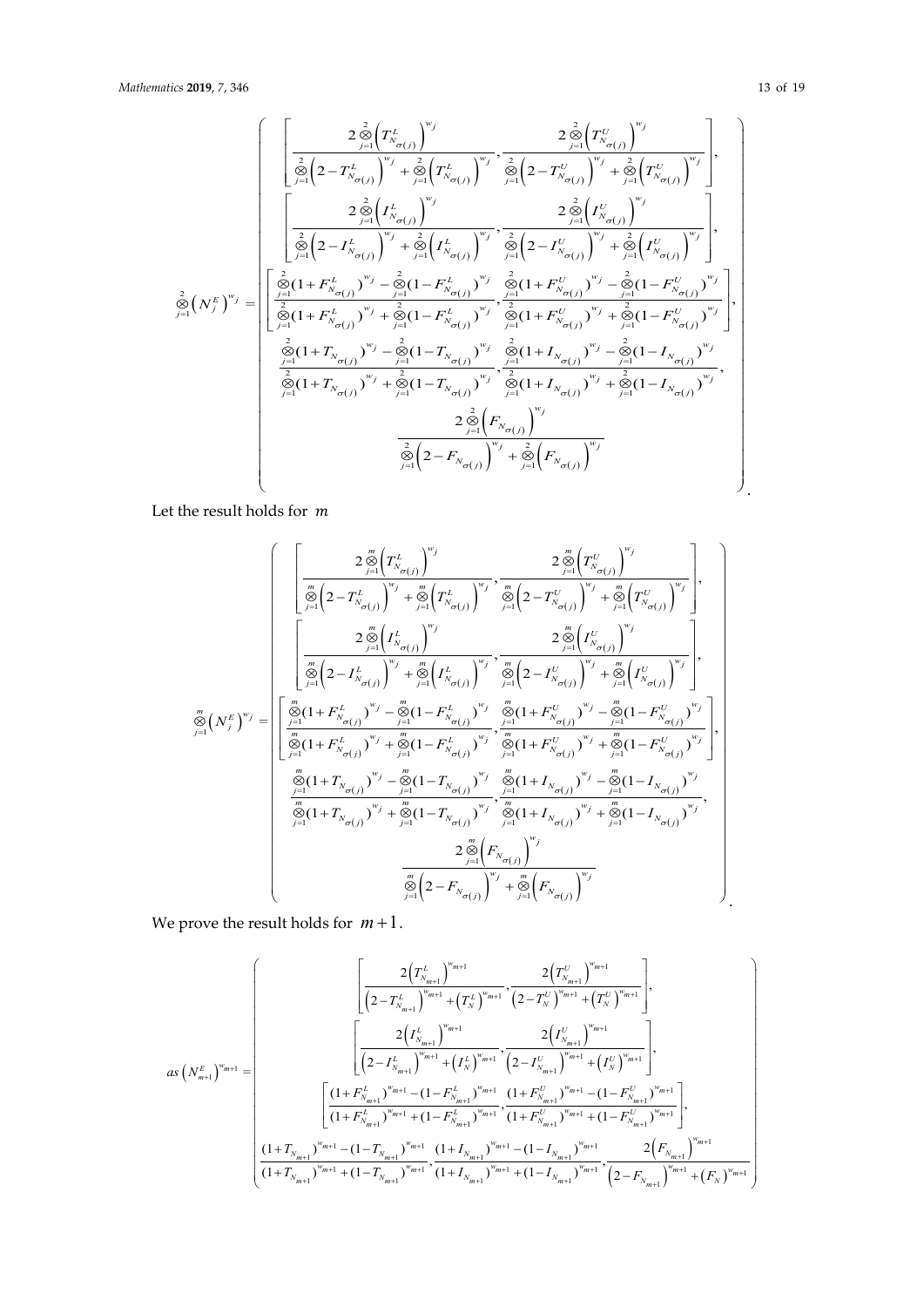$$\bigotimes_{j=1}^{2}\left(N_j^E\right)^{w_j} = \left(\begin{array}{c} \left[\dfrac{2\bigotimes_{j=1}^{2}\left(T^L_{N_{\sigma(j)}}\right)^{w_j}}{\bigotimes_{j=1}^{2}\left(2-T^L_{N_{\sigma(j)}}\right)^{w_j}+\bigotimes_{j=1}^{2}\left(T^L_{N_{\sigma(j)}}\right)^{w_j}}, \dfrac{2\bigotimes_{j=1}^{2}\left(T^U_{N_{\sigma(j)}}\right)^{w_j}}{\bigotimes_{j=1}^{2}\left(2-T^U_{N_{\sigma(j)}}\right)^{w_j}+\bigotimes_{j=1}^{2}\left(T^U_{N_{\sigma(j)}}\right)^{w_j}}\right], \\ \left[\dfrac{2\bigotimes_{j=1}^{2}\left(I^L_{N_{\sigma(j)}}\right)^{w_j}}{\bigotimes_{j=1}^{2}\left(2-I^L_{N_{\sigma(j)}}\right)^{w_j}+\bigotimes_{j=1}^{2}\left(I^L_{N_{\sigma(j)}}\right)^{w_j}}, \dfrac{2\bigotimes_{j=1}^{2}\left(I^U_{N_{\sigma(j)}}\right)^{w_j}}{\bigotimes_{j=1}^{2}\left(2-I^U_{N_{\sigma(j)}}\right)^{w_j}+\bigotimes_{j=1}^{2}\left(I^U_{N_{\sigma(j)}}\right)^{w_j}}\right], \\ \left[\dfrac{\bigotimes_{j=1}^{2}(1+F^L_{N_{\sigma(j)}})^{w_j}-\bigotimes_{j=1}^{2}(1-F^L_{N_{\sigma(j)}})^{w_j}}{\bigotimes_{j=1}^{2}(1+F^L_{N_{\sigma(j)}})^{w_j}+\bigotimes_{j=1}^{2}(1-F^L_{N_{\sigma(j)}})^{w_j}}, \dfrac{\bigotimes_{j=1}^{2}(1+F^U_{N_{\sigma(j)}})^{w_j}-\bigotimes_{j=1}^{2}(1-F^U_{N_{\sigma(j)}})^{w_j}}{\bigotimes_{j=1}^{2}(1+F^U_{N_{\sigma(j)}})^{w_j}+\bigotimes_{j=1}^{2}(1-F^U_{N_{\sigma(j)}})^{w_j}}\right], \\ \dfrac{\bigotimes_{j=1}^{2}(1+T_{N_{\sigma(j)}})^{w_j}-\bigotimes_{j=1}^{2}(1-T_{N_{\sigma(j)}})^{w_j}}{\bigotimes_{j=1}^{2}(1+T_{N_{\sigma(j)}})^{w_j}+\bigotimes_{j=1}^{2}(1-T_{N_{\sigma(j)}})^{w_j}}, \dfrac{\bigotimes_{j=1}^{2}(1+I_{N_{\sigma(j)}})^{w_j}-\bigotimes_{j=1}^{2}(1-I_{N_{\sigma(j)}})^{w_j}}{\bigotimes_{j=1}^{2}(1+I_{N_{\sigma(j)}})^{w_j}+\bigotimes_{j=1}^{2}(1-I_{N_{\sigma(j)}})^{w_j}}, \\ \dfrac{2\bigotimes_{j=1}^{2}\left(F_{N_{\sigma(j)}}\right)^{w_j}}{\bigotimes_{j=1}^{2}\left(2-F_{N_{\sigma(j)}}\right)^{w_j}+\bigotimes_{j=1}^{2}\left(F_{N_{\sigma(j)}}\right)^{w_j}} \end{array}\right).$$

Let the result holds for $m$

$$\bigotimes_{j=1}^{m}\left(N_j^E\right)^{w_j} = \left(\begin{array}{c} \left[\dfrac{2\bigotimes_{j=1}^{m}\left(T^L_{N_{\sigma(j)}}\right)^{w_j}}{\bigotimes_{j=1}^{m}\left(2-T^L_{N_{\sigma(j)}}\right)^{w_j}+\bigotimes_{j=1}^{m}\left(T^L_{N_{\sigma(j)}}\right)^{w_j}}, \dfrac{2\bigotimes_{j=1}^{m}\left(T^U_{N_{\sigma(j)}}\right)^{w_j}}{\bigotimes_{j=1}^{m}\left(2-T^U_{N_{\sigma(j)}}\right)^{w_j}+\bigotimes_{j=1}^{m}\left(T^U_{N_{\sigma(j)}}\right)^{w_j}}\right], \\ \left[\dfrac{2\bigotimes_{j=1}^{m}\left(I^L_{N_{\sigma(j)}}\right)^{w_j}}{\bigotimes_{j=1}^{m}\left(2-I^L_{N_{\sigma(j)}}\right)^{w_j}+\bigotimes_{j=1}^{m}\left(I^L_{N_{\sigma(j)}}\right)^{w_j}}, \dfrac{2\bigotimes_{j=1}^{m}\left(I^U_{N_{\sigma(j)}}\right)^{w_j}}{\bigotimes_{j=1}^{m}\left(2-I^U_{N_{\sigma(j)}}\right)^{w_j}+\bigotimes_{j=1}^{m}\left(I^U_{N_{\sigma(j)}}\right)^{w_j}}\right], \\ \left[\dfrac{\bigotimes_{j=1}^{m}(1+F^L_{N_{\sigma(j)}})^{w_j}-\bigotimes_{j=1}^{m}(1-F^L_{N_{\sigma(j)}})^{w_j}}{\bigotimes_{j=1}^{m}(1+F^L_{N_{\sigma(j)}})^{w_j}+\bigotimes_{j=1}^{m}(1-F^L_{N_{\sigma(j)}})^{w_j}}, \dfrac{\bigotimes_{j=1}^{m}(1+F^U_{N_{\sigma(j)}})^{w_j}-\bigotimes_{j=1}^{m}(1-F^U_{N_{\sigma(j)}})^{w_j}}{\bigotimes_{j=1}^{m}(1+F^U_{N_{\sigma(j)}})^{w_j}+\bigotimes_{j=1}^{m}(1-F^U_{N_{\sigma(j)}})^{w_j}}\right], \\ \dfrac{\bigotimes_{j=1}^{m}(1+T_{N_{\sigma(j)}})^{w_j}-\bigotimes_{j=1}^{m}(1-T_{N_{\sigma(j)}})^{w_j}}{\bigotimes_{j=1}^{m}(1+T_{N_{\sigma(j)}})^{w_j}+\bigotimes_{j=1}^{m}(1-T_{N_{\sigma(j)}})^{w_j}}, \dfrac{\bigotimes_{j=1}^{m}(1+I_{N_{\sigma(j)}})^{w_j}-\bigotimes_{j=1}^{m}(1-I_{N_{\sigma(j)}})^{w_j}}{\bigotimes_{j=1}^{m}(1+I_{N_{\sigma(j)}})^{w_j}+\bigotimes_{j=1}^{m}(1-I_{N_{\sigma(j)}})^{w_j}}, \\ \dfrac{2\bigotimes_{j=1}^{m}\left(F_{N_{\sigma(j)}}\right)^{w_j}}{\bigotimes_{j=1}^{m}\left(2-F_{N_{\sigma(j)}}\right)^{w_j}+\bigotimes_{j=1}^{m}\left(F_{N_{\sigma(j)}}\right)^{w_j}} \end{array}\right).$$

We prove the result holds for $m+1$.

$$as\left(N_{m+1}^E\right)^{w_{m+1}} = \left(\begin{array}{c} \left[\dfrac{2\left(T^L_{N_{m+1}}\right)^{w_{m+1}}}{\left(2-T^L_{N_{m+1}}\right)^{w_{m+1}}+\left(T^L_N\right)^{w_{m+1}}}, \dfrac{2\left(T^U_{N_{m+1}}\right)^{w_{m+1}}}{\left(2-T^U_N\right)^{w_{m+1}}+\left(T^U_N\right)^{w_{m+1}}}\right], \\ \left[\dfrac{2\left(I^L_{N_{m+1}}\right)^{w_{m+1}}}{\left(2-I^L_{N_{m+1}}\right)^{w_{m+1}}+\left(I^L_N\right)^{w_{m+1}}}, \dfrac{2\left(I^U_{N_{m+1}}\right)^{w_{m+1}}}{\left(2-I^U_{N_{m+1}}\right)^{w_{m+1}}+\left(I^U_N\right)^{w_{m+1}}}\right], \\ \left[\dfrac{(1+F^L_{N_{m+1}})^{w_{m+1}}-(1-F^L_{N_{m+1}})^{w_{m+1}}}{(1+F^L_{N_{m+1}})^{w_{m+1}}+(1-F^L_{N_{m+1}})^{w_{m+1}}}, \dfrac{(1+F^U_{N_{m+1}})^{w_{m+1}}-(1-F^U_{N_{m+1}})^{w_{m+1}}}{(1+F^U_{N_{m+1}})^{w_{m+1}}+(1-F^U_{N_{m+1}})^{w_{m+1}}}\right], \\ \dfrac{(1+T_{N_{m+1}})^{w_{m+1}}-(1-T_{N_{m+1}})^{w_{m+1}}}{(1+T_{N_{m+1}})^{w_{m+1}}+(1-T_{N_{m+1}})^{w_{m+1}}}, \dfrac{(1+I_{N_{m+1}})^{w_{m+1}}-(1-I_{N_{m+1}})^{w_{m+1}}}{(1+I_{N_{m+1}})^{w_{m+1}}+(1-I_{N_{m+1}})^{w_{m+1}}}, \dfrac{2\left(F_{N_{m+1}}\right)^{w_{m+1}}}{\left(2-F_{N_{m+1}}\right)^{w_{m+1}}+\left(F_N\right)^{w_{m+1}}} \end{array}\right)$$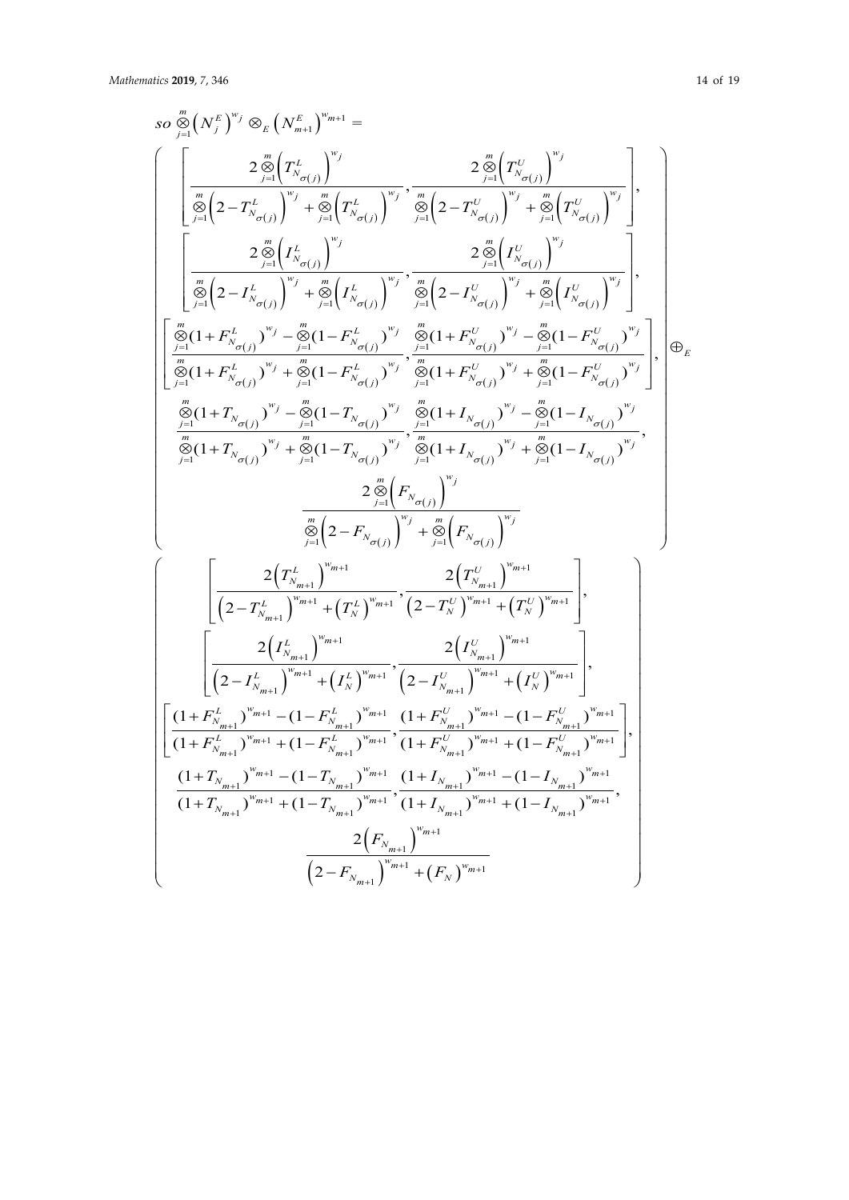$$so \overset{m}{\underset{j=1}{\otimes}}\left(N_j^E\right)^{w_j} \otimes_E \left(N_{m+1}^E\right)^{w_{m+1}} =$$

$$\left(\begin{array}{c}
\left[\dfrac{2\overset{m}{\underset{j=1}{\otimes}}\left(T^L_{N_{\sigma(j)}}\right)^{w_j}}{\overset{m}{\underset{j=1}{\otimes}}\left(2-T^L_{N_{\sigma(j)}}\right)^{w_j}+\overset{m}{\underset{j=1}{\otimes}}\left(T^L_{N_{\sigma(j)}}\right)^{w_j}}, \dfrac{2\overset{m}{\underset{j=1}{\otimes}}\left(T^U_{N_{\sigma(j)}}\right)^{w_j}}{\overset{m}{\underset{j=1}{\otimes}}\left(2-T^U_{N_{\sigma(j)}}\right)^{w_j}+\overset{m}{\underset{j=1}{\otimes}}\left(T^U_{N_{\sigma(j)}}\right)^{w_j}}\right], \\
\left[\dfrac{2\overset{m}{\underset{j=1}{\otimes}}\left(I^L_{N_{\sigma(j)}}\right)^{w_j}}{\overset{m}{\underset{j=1}{\otimes}}\left(2-I^L_{N_{\sigma(j)}}\right)^{w_j}+\overset{m}{\underset{j=1}{\otimes}}\left(I^L_{N_{\sigma(j)}}\right)^{w_j}}, \dfrac{2\overset{m}{\underset{j=1}{\otimes}}\left(I^U_{N_{\sigma(j)}}\right)^{w_j}}{\overset{m}{\underset{j=1}{\otimes}}\left(2-I^U_{N_{\sigma(j)}}\right)^{w_j}+\overset{m}{\underset{j=1}{\otimes}}\left(I^U_{N_{\sigma(j)}}\right)^{w_j}}\right], \\
\left[\dfrac{\overset{m}{\underset{j=1}{\otimes}}(1+F^L_{N_{\sigma(j)}})^{w_j}-\overset{m}{\underset{j=1}{\otimes}}(1-F^L_{N_{\sigma(j)}})^{w_j}}{\overset{m}{\underset{j=1}{\otimes}}(1+F^L_{N_{\sigma(j)}})^{w_j}+\overset{m}{\underset{j=1}{\otimes}}(1-F^L_{N_{\sigma(j)}})^{w_j}}, \dfrac{\overset{m}{\underset{j=1}{\otimes}}(1+F^U_{N_{\sigma(j)}})^{w_j}-\overset{m}{\underset{j=1}{\otimes}}(1-F^U_{N_{\sigma(j)}})^{w_j}}{\overset{m}{\underset{j=1}{\otimes}}(1+F^U_{N_{\sigma(j)}})^{w_j}+\overset{m}{\underset{j=1}{\otimes}}(1-F^U_{N_{\sigma(j)}})^{w_j}}\right], \\
\dfrac{\overset{m}{\underset{j=1}{\otimes}}(1+T_{N_{\sigma(j)}})^{w_j}-\overset{m}{\underset{j=1}{\otimes}}(1-T_{N_{\sigma(j)}})^{w_j}}{\overset{m}{\underset{j=1}{\otimes}}(1+T_{N_{\sigma(j)}})^{w_j}+\overset{m}{\underset{j=1}{\otimes}}(1-T_{N_{\sigma(j)}})^{w_j}}, \dfrac{\overset{m}{\underset{j=1}{\otimes}}(1+I_{N_{\sigma(j)}})^{w_j}-\overset{m}{\underset{j=1}{\otimes}}(1-I_{N_{\sigma(j)}})^{w_j}}{\overset{m}{\underset{j=1}{\otimes}}(1+I_{N_{\sigma(j)}})^{w_j}+\overset{m}{\underset{j=1}{\otimes}}(1-I_{N_{\sigma(j)}})^{w_j}}, \\
\dfrac{2\overset{m}{\underset{j=1}{\otimes}}\left(F_{N_{\sigma(j)}}\right)^{w_j}}{\overset{m}{\underset{j=1}{\otimes}}\left(2-F_{N_{\sigma(j)}}\right)^{w_j}+\overset{m}{\underset{j=1}{\otimes}}\left(F_{N_{\sigma(j)}}\right)^{w_j}}
\end{array}\right) \oplus_E$$

$$\left(\begin{array}{c}
\left[\dfrac{2\left(T^L_{N_{m+1}}\right)^{w_{m+1}}}{\left(2-T^L_{N_{m+1}}\right)^{w_{m+1}}+\left(T^L_N\right)^{w_{m+1}}}, \dfrac{2\left(T^U_{N_{m+1}}\right)^{w_{m+1}}}{\left(2-T^U_N\right)^{w_{m+1}}+\left(T^U_N\right)^{w_{m+1}}}\right], \\
\left[\dfrac{2\left(I^L_{N_{m+1}}\right)^{w_{m+1}}}{\left(2-I^L_{N_{m+1}}\right)^{w_{m+1}}+\left(I^L_N\right)^{w_{m+1}}}, \dfrac{2\left(I^U_{N_{m+1}}\right)^{w_{m+1}}}{\left(2-I^U_{N_{m+1}}\right)^{w_{m+1}}+\left(I^U_N\right)^{w_{m+1}}}\right], \\
\left[\dfrac{(1+F^L_{N_{m+1}})^{w_{m+1}}-(1-F^L_{N_{m+1}})^{w_{m+1}}}{(1+F^L_{N_{m+1}})^{w_{m+1}}+(1-F^L_{N_{m+1}})^{w_{m+1}}}, \dfrac{(1+F^U_{N_{m+1}})^{w_{m+1}}-(1-F^U_{N_{m+1}})^{w_{m+1}}}{(1+F^U_{N_{m+1}})^{w_{m+1}}+(1-F^U_{N_{m+1}})^{w_{m+1}}}\right], \\
\dfrac{(1+T_{N_{m+1}})^{w_{m+1}}-(1-T_{N_{m+1}})^{w_{m+1}}}{(1+T_{N_{m+1}})^{w_{m+1}}+(1-T_{N_{m+1}})^{w_{m+1}}}, \dfrac{(1+I_{N_{m+1}})^{w_{m+1}}-(1-I_{N_{m+1}})^{w_{m+1}}}{(1+I_{N_{m+1}})^{w_{m+1}}+(1-I_{N_{m+1}})^{w_{m+1}}}, \\
\dfrac{2\left(F_{N_{m+1}}\right)^{w_{m+1}}}{\left(2-F_{N_{m+1}}\right)^{w_{m+1}}+\left(F_N\right)^{w_{m+1}}}
\end{array}\right)$$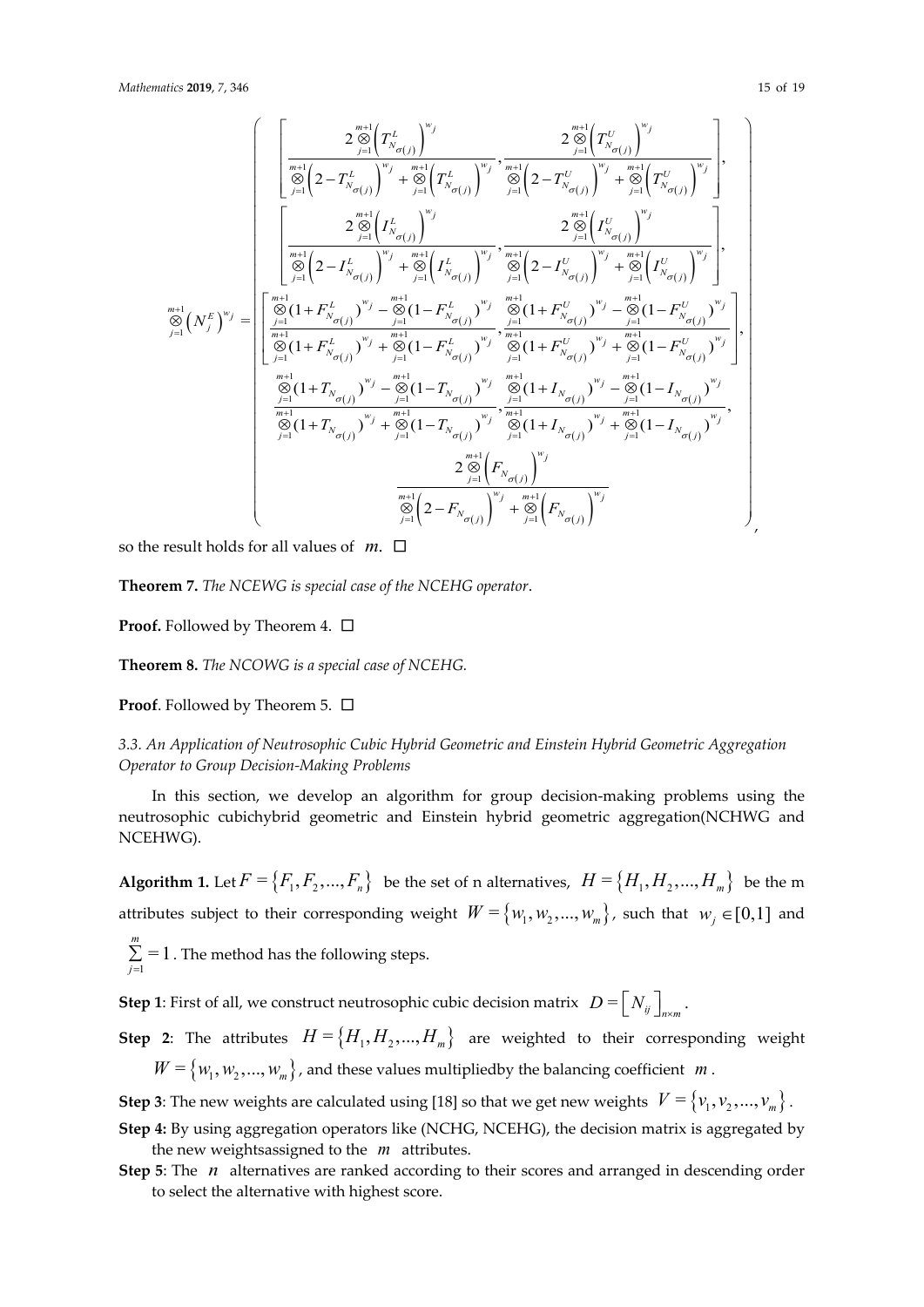$$
\underset{j=1}{\overset{m+1}{\otimes}}\left(N_j^E\right)^{w_j}=\left(\begin{array}{c}
\left[\dfrac{2\underset{j=1}{\overset{m+1}{\otimes}}\left(T^L_{N_{\sigma(j)}}\right)^{w_j}}{\underset{j=1}{\overset{m+1}{\otimes}}\left(2-T^L_{N_{\sigma(j)}}\right)^{w_j}+\underset{j=1}{\overset{m+1}{\otimes}}\left(T^L_{N_{\sigma(j)}}\right)^{w_j}},\dfrac{2\underset{j=1}{\overset{m+1}{\otimes}}\left(T^U_{N_{\sigma(j)}}\right)^{w_j}}{\underset{j=1}{\overset{m+1}{\otimes}}\left(2-T^U_{N_{\sigma(j)}}\right)^{w_j}+\underset{j=1}{\overset{m+1}{\otimes}}\left(T^U_{N_{\sigma(j)}}\right)^{w_j}}\right],\\
\left[\dfrac{2\underset{j=1}{\overset{m+1}{\otimes}}\left(I^L_{N_{\sigma(j)}}\right)^{w_j}}{\underset{j=1}{\overset{m+1}{\otimes}}\left(2-I^L_{N_{\sigma(j)}}\right)^{w_j}+\underset{j=1}{\overset{m+1}{\otimes}}\left(I^L_{N_{\sigma(j)}}\right)^{w_j}},\dfrac{2\underset{j=1}{\overset{m+1}{\otimes}}\left(I^U_{N_{\sigma(j)}}\right)^{w_j}}{\underset{j=1}{\overset{m+1}{\otimes}}\left(2-I^U_{N_{\sigma(j)}}\right)^{w_j}+\underset{j=1}{\overset{m+1}{\otimes}}\left(I^U_{N_{\sigma(j)}}\right)^{w_j}}\right],\\
\left[\dfrac{\underset{j=1}{\overset{m+1}{\otimes}}(1+F^L_{N_{\sigma(j)}})^{w_j}-\underset{j=1}{\overset{m+1}{\otimes}}(1-F^L_{N_{\sigma(j)}})^{w_j}}{\underset{j=1}{\overset{m+1}{\otimes}}(1+F^L_{N_{\sigma(j)}})^{w_j}+\underset{j=1}{\overset{m+1}{\otimes}}(1-F^L_{N_{\sigma(j)}})^{w_j}},\dfrac{\underset{j=1}{\overset{m+1}{\otimes}}(1+F^U_{N_{\sigma(j)}})^{w_j}-\underset{j=1}{\overset{m+1}{\otimes}}(1-F^U_{N_{\sigma(j)}})^{w_j}}{\underset{j=1}{\overset{m+1}{\otimes}}(1+F^U_{N_{\sigma(j)}})^{w_j}+\underset{j=1}{\overset{m+1}{\otimes}}(1-F^U_{N_{\sigma(j)}})^{w_j}}\right],\\
\dfrac{\underset{j=1}{\overset{m+1}{\otimes}}(1+T_{N_{\sigma(j)}})^{w_j}-\underset{j=1}{\overset{m+1}{\otimes}}(1-T_{N_{\sigma(j)}})^{w_j}}{\underset{j=1}{\overset{m+1}{\otimes}}(1+T_{N_{\sigma(j)}})^{w_j}+\underset{j=1}{\overset{m+1}{\otimes}}(1-T_{N_{\sigma(j)}})^{w_j}},\dfrac{\underset{j=1}{\overset{m+1}{\otimes}}(1+I_{N_{\sigma(j)}})^{w_j}-\underset{j=1}{\overset{m+1}{\otimes}}(1-I_{N_{\sigma(j)}})^{w_j}}{\underset{j=1}{\overset{m+1}{\otimes}}(1+I_{N_{\sigma(j)}})^{w_j}+\underset{j=1}{\overset{m+1}{\otimes}}(1-I_{N_{\sigma(j)}})^{w_j}},\\
\dfrac{2\underset{j=1}{\overset{m+1}{\otimes}}\left(F_{N_{\sigma(j)}}\right)^{w_j}}{\underset{j=1}{\overset{m+1}{\otimes}}\left(2-F_{N_{\sigma(j)}}\right)^{w_j}+\underset{j=1}{\overset{m+1}{\otimes}}\left(F_{N_{\sigma(j)}}\right)^{w_j}}
\end{array}\right),
$$

so the result holds for all values of $m$. □

**Theorem 7.** *The NCEWG is special case of the NCEHG operator*.

**Proof.** Followed by Theorem 4. □

**Theorem 8.** *The NCOWG is a special case of NCEHG.*

**Proof**. Followed by Theorem 5. □

### *3.3. An Application of Neutrosophic Cubic Hybrid Geometric and Einstein Hybrid Geometric Aggregation Operator to Group Decision-Making Problems*

In this section, we develop an algorithm for group decision-making problems using the neutrosophic cubichybrid geometric and Einstein hybrid geometric aggregation(NCHWG and NCEHWG).

**Algorithm 1.** Let $F=\{F_1,F_2,...,F_n\}$ be the set of n alternatives, $H=\{H_1,H_2,...,H_m\}$ be the m attributes subject to their corresponding weight $W=\{w_1,w_2,...,w_m\}$, such that $w_j\in[0,1]$ and $\sum\limits_{j=1}^{m}=1$. The method has the following steps.

**Step 1**: First of all, we construct neutrosophic cubic decision matrix $D=\left[N_{ij}\right]_{n\times m}$.

**Step 2**: The attributes $H=\{H_1,H_2,...,H_m\}$ are weighted to their corresponding weight $W=\{w_1,w_2,...,w_m\}$, and these values multipliedby the balancing coefficient $m$.

**Step 3**: The new weights are calculated using [18] so that we get new weights $V=\{v_1,v_2,...,v_m\}$.

**Step 4:** By using aggregation operators like (NCHG, NCEHG), the decision matrix is aggregated by the new weightsassigned to the $m$ attributes.

**Step 5**: The $n$ alternatives are ranked according to their scores and arranged in descending order to select the alternative with highest score.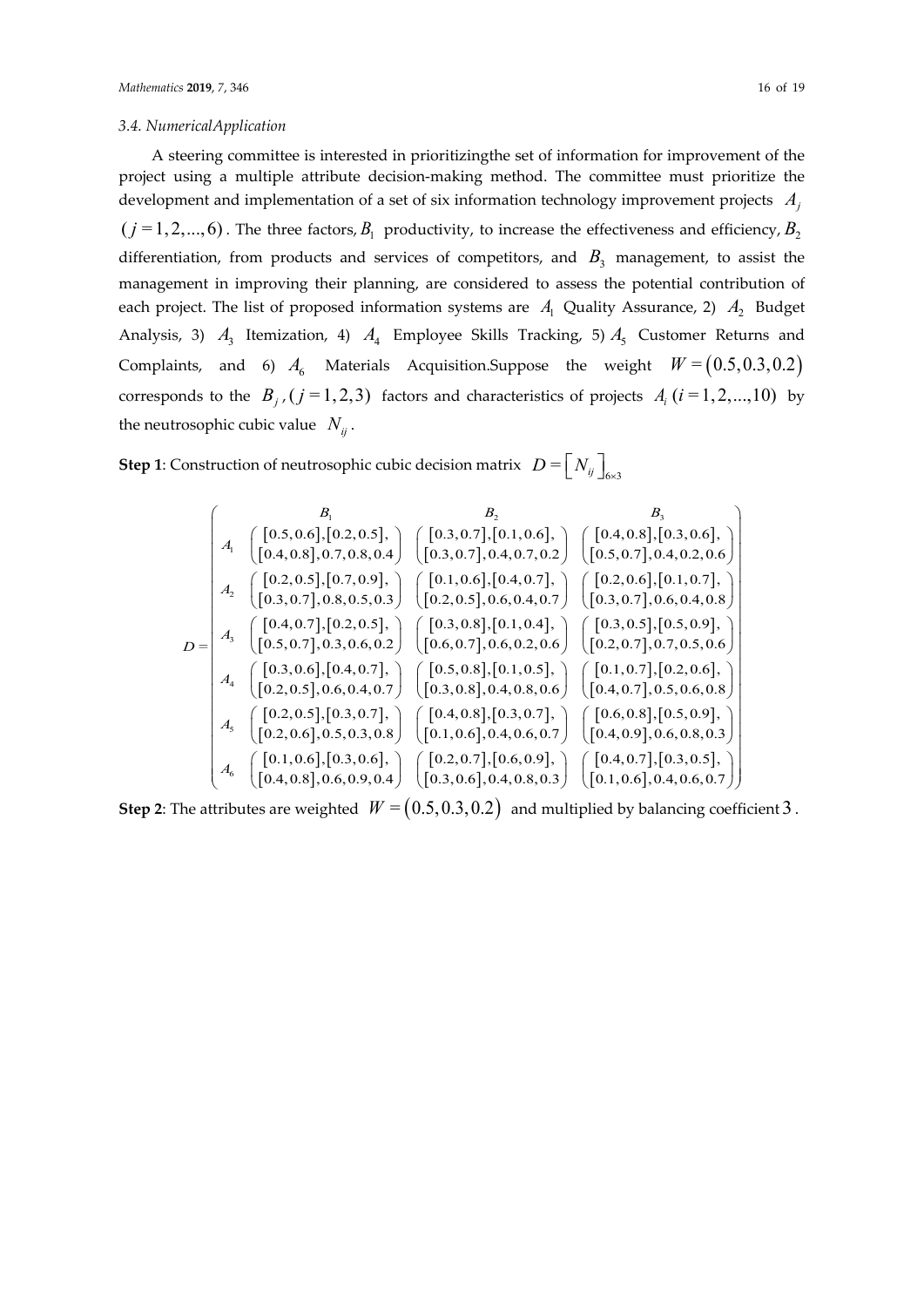### 3.4. NumericalApplication

A steering committee is interested in prioritizingthe set of information for improvement of the project using a multiple attribute decision-making method. The committee must prioritize the development and implementation of a set of six information technology improvement projects $A_j$ $(j=1,2,...,6)$. The three factors, $B_1$ productivity, to increase the effectiveness and efficiency, $B_2$ differentiation, from products and services of competitors, and $B_3$ management, to assist the management in improving their planning, are considered to assess the potential contribution of each project. The list of proposed information systems are $A_1$ Quality Assurance, 2) $A_2$ Budget Analysis, 3) $A_3$ Itemization, 4) $A_4$ Employee Skills Tracking, 5) $A_5$ Customer Returns and Complaints, and 6) $A_6$ Materials Acquisition.Suppose the weight $W=(0.5,0.3,0.2)$ corresponds to the $B_j,(j=1,2,3)$ factors and characteristics of projects $A_i\,(i=1,2,...,10)$ by the neutrosophic cubic value $N_{ij}$.

**Step 1**: Construction of neutrosophic cubic decision matrix $D=\left[N_{ij}\right]_{6\times 3}$

$$
D=\begin{pmatrix}
 & B_1 & B_2 & B_3 \\
A_1 & \begin{pmatrix}[0.5,0.6],[0.2,0.5],\\ [0.4,0.8],0.7,0.8,0.4\end{pmatrix} & \begin{pmatrix}[0.3,0.7],[0.1,0.6],\\ [0.3,0.7],0.4,0.7,0.2\end{pmatrix} & \begin{pmatrix}[0.4,0.8],[0.3,0.6],\\ [0.5,0.7],0.4,0.2,0.6\end{pmatrix} \\
A_2 & \begin{pmatrix}[0.2,0.5],[0.7,0.9],\\ [0.3,0.7],0.8,0.5,0.3\end{pmatrix} & \begin{pmatrix}[0.1,0.6],[0.4,0.7],\\ [0.2,0.5],0.6,0.4,0.7\end{pmatrix} & \begin{pmatrix}[0.2,0.6],[0.1,0.7],\\ [0.3,0.7],0.6,0.4,0.8\end{pmatrix} \\
A_3 & \begin{pmatrix}[0.4,0.7],[0.2,0.5],\\ [0.5,0.7],0.3,0.6,0.2\end{pmatrix} & \begin{pmatrix}[0.3,0.8],[0.1,0.4],\\ [0.6,0.7],0.6,0.2,0.6\end{pmatrix} & \begin{pmatrix}[0.3,0.5],[0.5,0.9],\\ [0.2,0.7],0.7,0.5,0.6\end{pmatrix} \\
A_4 & \begin{pmatrix}[0.3,0.6],[0.4,0.7],\\ [0.2,0.5],0.6,0.4,0.7\end{pmatrix} & \begin{pmatrix}[0.5,0.8],[0.1,0.5],\\ [0.3,0.8],0.4,0.8,0.6\end{pmatrix} & \begin{pmatrix}[0.1,0.7],[0.2,0.6],\\ [0.4,0.7],0.5,0.6,0.8\end{pmatrix} \\
A_5 & \begin{pmatrix}[0.2,0.5],[0.3,0.7],\\ [0.2,0.6],0.5,0.3,0.8\end{pmatrix} & \begin{pmatrix}[0.4,0.8],[0.3,0.7],\\ [0.1,0.6],0.4,0.6,0.7\end{pmatrix} & \begin{pmatrix}[0.6,0.8],[0.5,0.9],\\ [0.4,0.9],0.6,0.8,0.3\end{pmatrix} \\
A_6 & \begin{pmatrix}[0.1,0.6],[0.3,0.6],\\ [0.4,0.8],0.6,0.9,0.4\end{pmatrix} & \begin{pmatrix}[0.2,0.7],[0.6,0.9],\\ [0.3,0.6],0.4,0.8,0.3\end{pmatrix} & \begin{pmatrix}[0.4,0.7],[0.3,0.5],\\ [0.1,0.6],0.4,0.6,0.7\end{pmatrix}
\end{pmatrix}
$$

**Step 2**: The attributes are weighted $W=(0.5,0.3,0.2)$ and multiplied by balancing coefficient $3$.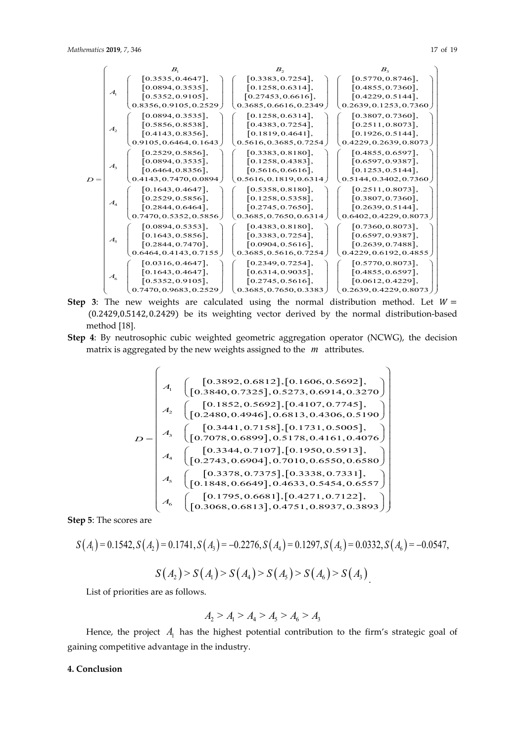$$
D = \begin{pmatrix}
 & B_1 & B_2 & B_3 \\
A_1 & \begin{pmatrix} [0.3535, 0.4647], \\ [0.0894, 0.3535], \\ [0.5352, 0.9105], \\ 0.8356, 0.9105, 0.2529 \end{pmatrix} & \begin{pmatrix} [0.3383, 0.7254], \\ [0.1258, 0.6314], \\ [0.27453, 0.6616], \\ 0.3685, 0.6616, 0.2349 \end{pmatrix} & \begin{pmatrix} [0.5770, 0.8746], \\ [0.4855, 0.7360], \\ [0.4229, 0.5144], \\ 0.2639, 0.1253, 0.7360 \end{pmatrix} \\
A_2 & \begin{pmatrix} [0.0894, 0.3535], \\ [0.5856, 0.8538], \\ [0.4143, 0.8356], \\ 0.9105, 0.6464, 0.1643 \end{pmatrix} & \begin{pmatrix} [0.1258, 0.6314], \\ [0.4383, 0.7254], \\ [0.1819, 0.4641], \\ 0.5616, 0.3685, 0.7254 \end{pmatrix} & \begin{pmatrix} [0.3807, 0.7360], \\ [0.2511, 0.8073], \\ [0.1926, 0.5144], \\ 0.4229, 0.2639, 0.8073 \end{pmatrix} \\
A_3 & \begin{pmatrix} [0.2529, 0.5856], \\ [0.0894, 0.3535], \\ [0.6464, 0.8356], \\ 0.4143, 0.7470, 0.0894 \end{pmatrix} & \begin{pmatrix} [0.3383, 0.8180], \\ [0.1258, 0.4383], \\ [0.5616, 0.6616], \\ 0.5616, 0.1819, 0.6314 \end{pmatrix} & \begin{pmatrix} [0.4855, 0.6597], \\ [0.6597, 0.9387], \\ [0.1253, 0.5144], \\ 0.5144, 0.3402, 0.7360 \end{pmatrix} \\
A_4 & \begin{pmatrix} [0.1643, 0.4647], \\ [0.2529, 0.5856], \\ [0.2844, 0.6464], \\ 0.7470, 0.5352, 0.5856 \end{pmatrix} & \begin{pmatrix} [0.5358, 0.8180], \\ [0.1258, 0.5358], \\ [0.2745, 0.7650], \\ 0.3685, 0.7650, 0.6314 \end{pmatrix} & \begin{pmatrix} [0.2511, 0.8073], \\ [0.3807, 0.7360], \\ [0.2639, 0.5144], \\ 0.6402, 0.4229, 0.8073 \end{pmatrix} \\
A_5 & \begin{pmatrix} [0.0894, 0.5353], \\ [0.1643, 0.5856], \\ [0.2844, 0.7470], \\ 0.6464, 0.4143, 0.7155 \end{pmatrix} & \begin{pmatrix} [0.4383, 0.8180], \\ [0.3383, 0.7254], \\ [0.0904, 0.5616], \\ 0.3685, 0.5616, 0.7254 \end{pmatrix} & \begin{pmatrix} [0.7360, 0.8073], \\ [0.6597, 0.9387], \\ [0.2639, 0.7488], \\ 0.4229, 0.6192, 0.4855 \end{pmatrix} \\
A_6 & \begin{pmatrix} [0.0316, 0.4647], \\ [0.1643, 0.4647], \\ [0.5352, 0.9105], \\ 0.7470, 0.9683, 0.2529 \end{pmatrix} & \begin{pmatrix} [0.2349, 0.7254], \\ [0.6314, 0.9035], \\ [0.2745, 0.5616], \\ 0.3685, 0.7650, 0.3383 \end{pmatrix} & \begin{pmatrix} [0.5770, 0.8073], \\ [0.4855, 0.6597], \\ [0.0612, 0.4229], \\ 0.2639, 0.4229, 0.8073 \end{pmatrix}
\end{pmatrix}
$$

**Step 3**: The new weights are calculated using the normal distribution method. Let $W = (0.2429, 0.5142, 0.2429)$ be its weighting vector derived by the normal distribution-based method [18].

**Step 4**: By neutrosophic cubic weighted geometric aggregation operator (NCWG), the decision matrix is aggregated by the new weights assigned to the $m$ attributes.

$$
D = \begin{pmatrix}
A_1 & \begin{pmatrix} [0.3892, 0.6812], [0.1606, 0.5692], \\ [0.3840, 0.7325], 0.5273, 0.6914, 0.3270 \end{pmatrix} \\
A_2 & \begin{pmatrix} [0.1852, 0.5692], [0.4107, 0.7745], \\ [0.2480, 0.4946], 0.6813, 0.4306, 0.5190 \end{pmatrix} \\
A_3 & \begin{pmatrix} [0.3441, 0.7158], [0.1731, 0.5005], \\ [0.7078, 0.6899], 0.5178, 0.4161, 0.4076 \end{pmatrix} \\
A_4 & \begin{pmatrix} [0.3344, 0.7107], [0.1950, 0.5913], \\ [0.2743, 0.6904], 0.7010, 0.6550, 0.6580 \end{pmatrix} \\
A_5 & \begin{pmatrix} [0.3378, 0.7375], [0.3338, 0.7331], \\ [0.1848, 0.6649], 0.4633, 0.5454, 0.6557 \end{pmatrix} \\
A_6 & \begin{pmatrix} [0.1795, 0.6681], [0.4271, 0.7122], \\ [0.3068, 0.6813], 0.4751, 0.8937, 0.3893 \end{pmatrix}
\end{pmatrix}
$$

**Step 5**: The scores are

$$S(A_1) = 0.1542, S(A_2) = 0.1741, S(A_3) = -0.2276, S(A_4) = 0.1297, S(A_5) = 0.0332, S(A_6) = -0.0547,$$

$$S(A_2) > S(A_1) > S(A_4) > S(A_5) > S(A_6) > S(A_3).$$

List of priorities are as follows.

$$A_2 > A_1 > A_4 > A_5 > A_6 > A_3$$

Hence, the project $A_1$ has the highest potential contribution to the firm's strategic goal of gaining competitive advantage in the industry.

## 4. Conclusion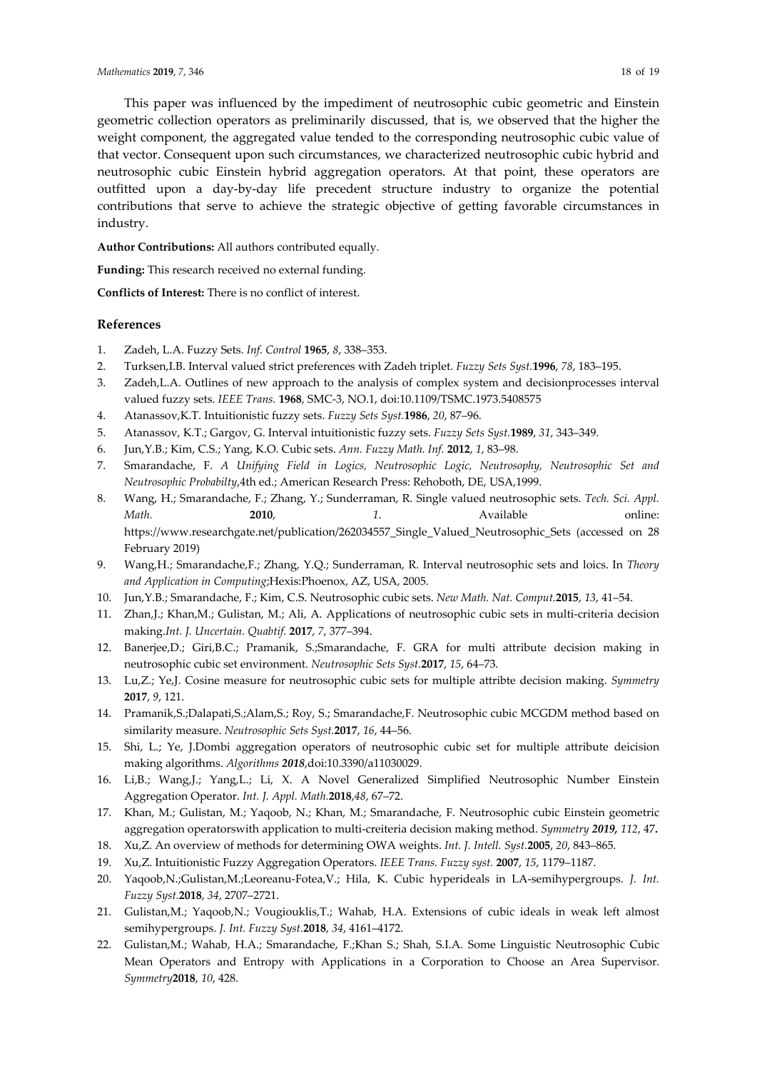This paper was influenced by the impediment of neutrosophic cubic geometric and Einstein geometric collection operators as preliminarily discussed, that is, we observed that the higher the weight component, the aggregated value tended to the corresponding neutrosophic cubic value of that vector. Consequent upon such circumstances, we characterized neutrosophic cubic hybrid and neutrosophic cubic Einstein hybrid aggregation operators. At that point, these operators are outfitted upon a day-by-day life precedent structure industry to organize the potential contributions that serve to achieve the strategic objective of getting favorable circumstances in industry.

**Author Contributions:** All authors contributed equally.

**Funding:** This research received no external funding.

**Conflicts of Interest:** There is no conflict of interest.

## References

1. Zadeh, L.A. Fuzzy Sets. *Inf. Control* **1965**, *8*, 338–353.
2. Turksen,I.B. Interval valued strict preferences with Zadeh triplet. *Fuzzy Sets Syst.***1996**, *78*, 183–195.
3. Zadeh,L.A. Outlines of new approach to the analysis of complex system and decisionprocesses interval valued fuzzy sets. *IEEE Trans.* **1968**, SMC-3, NO.1, doi:10.1109/TSMC.1973.5408575
4. Atanassov,K.T. Intuitionistic fuzzy sets. *Fuzzy Sets Syst.***1986**, *20*, 87–96.
5. Atanassov, K.T.; Gargov, G. Interval intuitionistic fuzzy sets. *Fuzzy Sets Syst.***1989**, *31*, 343–349.
6. Jun,Y.B.; Kim, C.S.; Yang, K.O. Cubic sets. *Ann. Fuzzy Math. Inf.* **2012**, *1*, 83–98.
7. Smarandache, F. *A Unifying Field in Logics, Neutrosophic Logic, Neutrosophy, Neutrosophic Set and Neutrosophic Probabilty*,4th ed.; American Research Press: Rehoboth, DE, USA,1999.
8. Wang, H.; Smarandache, F.; Zhang, Y.; Sunderraman, R. Single valued neutrosophic sets. *Tech. Sci. Appl. Math.* **2010**, *1*. Available online: https://www.researchgate.net/publication/262034557_Single_Valued_Neutrosophic_Sets (accessed on 28 February 2019)
9. Wang,H.; Smarandache,F.; Zhang, Y.Q.; Sunderraman, R. Interval neutrosophic sets and loics. In *Theory and Application in Computing*;Hexis:Phoenox, AZ, USA, 2005.
10. Jun,Y.B.; Smarandache, F.; Kim, C.S. Neutrosophic cubic sets. *New Math. Nat. Comput.***2015**, *13*, 41–54.
11. Zhan,J.; Khan,M.; Gulistan, M.; Ali, A. Applications of neutrosophic cubic sets in multi-criteria decision making.*Int. J. Uncertain. Quabtif.* **2017**, *7*, 377–394.
12. Banerjee,D.; Giri,B.C.; Pramanik, S.;Smarandache, F. GRA for multi attribute decision making in neutrosophic cubic set environment. *Neutrosophic Sets Syst.***2017**, *15*, 64–73.
13. Lu,Z.; Ye,J. Cosine measure for neutrosophic cubic sets for multiple attribte decision making. *Symmetry* **2017**, *9*, 121.
14. Pramanik,S.;Dalapati,S.;Alam,S.; Roy, S.; Smarandache,F. Neutrosophic cubic MCGDM method based on similarity measure. *Neutrosophic Sets Syst.***2017**, *16*, 44–56.
15. Shi, L.; Ye, J.Dombi aggregation operators of neutrosophic cubic set for multiple attribute deicision making algorithms. *Algorithms* ***2018***,doi:10.3390/a11030029.
16. Li,B.; Wang,J.; Yang,L.; Li, X. A Novel Generalized Simplified Neutrosophic Number Einstein Aggregation Operator. *Int. J. Appl. Math.***2018**,*48*, 67–72.
17. Khan, M.; Gulistan, M.; Yaqoob, N.; Khan, M.; Smarandache, F. Neutrosophic cubic Einstein geometric aggregation operatorswith application to multi-creiteria decision making method. *Symmetry* ***2019,*** *112*, 47**.**
18. Xu,Z. An overview of methods for determining OWA weights. *Int. J. Intell. Syst.***2005**, *20*, 843–865.
19. Xu,Z. Intuitionistic Fuzzy Aggregation Operators. *IEEE Trans. Fuzzy syst.* **2007**, *15*, 1179–1187.
20. Yaqoob,N.;Gulistan,M.;Leoreanu-Fotea,V.; Hila, K. Cubic hyperideals in LA-semihypergroups. *J. Int. Fuzzy Syst.***2018**, *34*, 2707–2721.
21. Gulistan,M.; Yaqoob,N.; Vougiouklis,T.; Wahab, H.A. Extensions of cubic ideals in weak left almost semihypergroups. *J. Int. Fuzzy Syst.***2018**, *34*, 4161–4172.
22. Gulistan,M.; Wahab, H.A.; Smarandache, F.;Khan S.; Shah, S.I.A. Some Linguistic Neutrosophic Cubic Mean Operators and Entropy with Applications in a Corporation to Choose an Area Supervisor. *Symmetry***2018**, *10*, 428.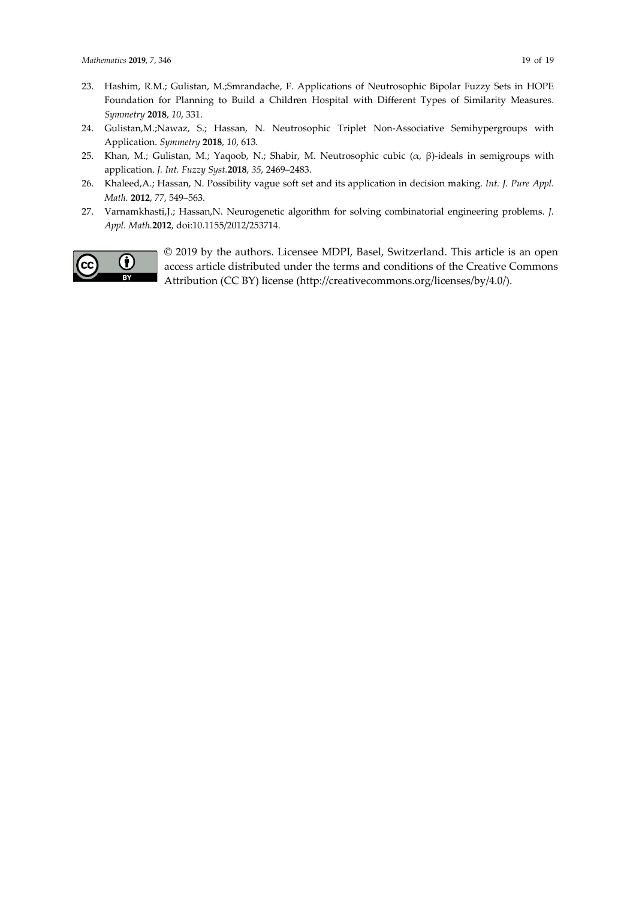23. Hashim, R.M.; Gulistan, M.;Smrandache, F. Applications of Neutrosophic Bipolar Fuzzy Sets in HOPE Foundation for Planning to Build a Children Hospital with Different Types of Similarity Measures. *Symmetry* **2018**, *10*, 331.
24. Gulistan,M.;Nawaz, S.; Hassan, N. Neutrosophic Triplet Non-Associative Semihypergroups with Application. *Symmetry* **2018**, *10*, 613.
25. Khan, M.; Gulistan, M.; Yaqoob, N.; Shabir, M. Neutrosophic cubic ($\alpha$, $\beta$)-ideals in semigroups with application. *J. Int. Fuzzy Syst.***2018**, *35*, 2469–2483.
26. Khaleed,A.; Hassan, N. Possibility vague soft set and its application in decision making. *Int. J. Pure Appl. Math.* **2012**, *77*, 549–563.
27. Varnamkhasti,J.; Hassan,N. Neurogenetic algorithm for solving combinatorial engineering problems. *J. Appl. Math.***2012**, doi:10.1155/2012/253714.

© 2019 by the authors. Licensee MDPI, Basel, Switzerland. This article is an open access article distributed under the terms and conditions of the Creative Commons Attribution (CC BY) license (http://creativecommons.org/licenses/by/4.0/).